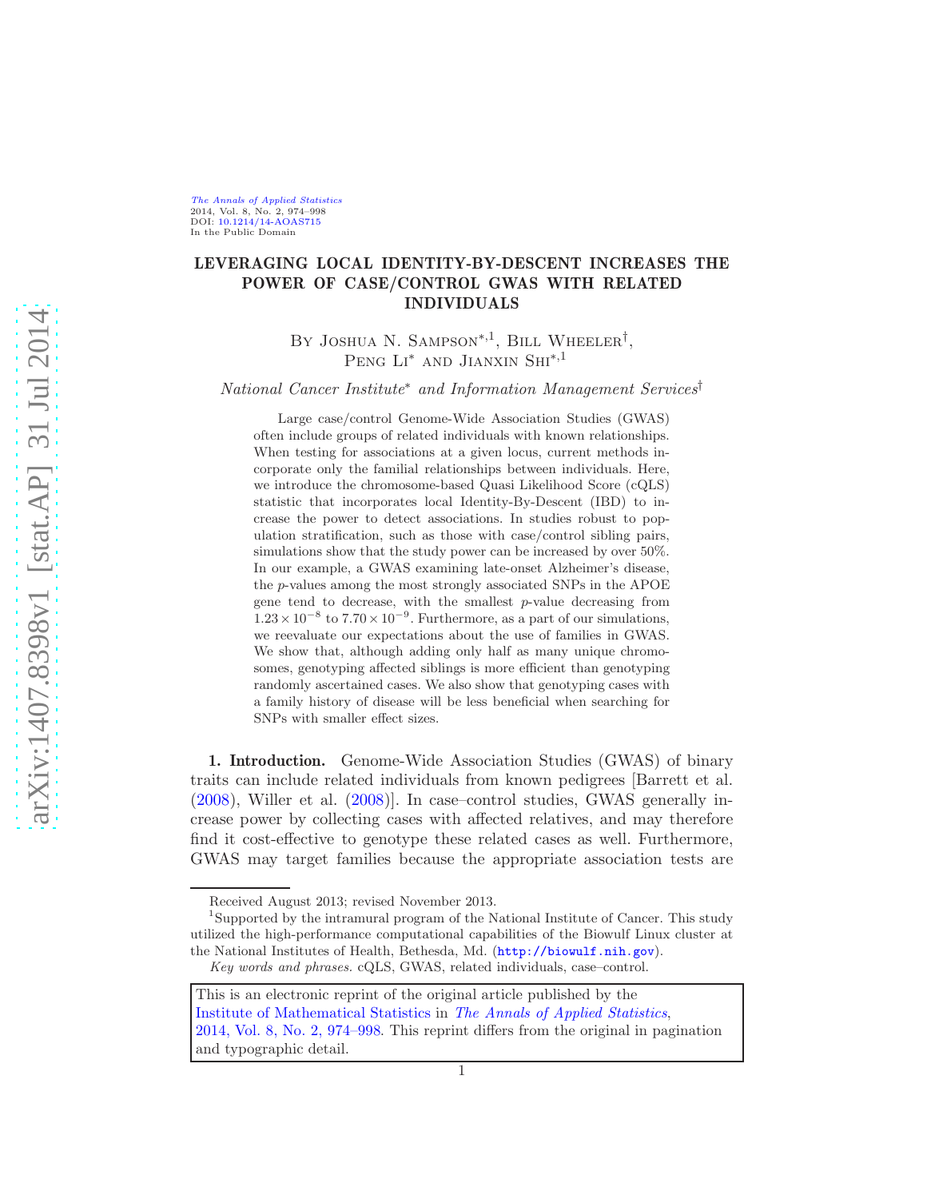# LEVERAGING LOCAL IDENTITY-BY-DESCENT INCREASES THE POWER OF CASE/CONTROL GWAS WITH RELATED INDIVIDUALS

By Joshua N. Sampson[*,1], Bill Wheeler[†], Peng Li[*] and Jianxin Shi[*,1]

*National Cancer Institute[*] and Information Management Services[†]*

Large case/control Genome-Wide Association Studies (GWAS) often include groups of related individuals with known relationships. When testing for associations at a given locus, current methods incorporate only the familial relationships between individuals. Here, we introduce the chromosome-based Quasi Likelihood Score (cQLS) statistic that incorporates local Identity-By-Descent (IBD) to increase the power to detect associations. In studies robust to population stratification, such as those with case/control sibling pairs, simulations show that the study power can be increased by over 50%. In our example, a GWAS examining late-onset Alzheimer's disease, the *p*-values among the most strongly associated SNPs in the APOE gene tend to decrease, with the smallest *p*-value decreasing from $1.23 \times 10^{-8}$ to $7.70 \times 10^{-9}$. Furthermore, as a part of our simulations, we reevaluate our expectations about the use of families in GWAS. We show that, although adding only half as many unique chromosomes, genotyping affected siblings is more efficient than genotyping randomly ascertained cases. We also show that genotyping cases with a family history of disease will be less beneficial when searching for SNPs with smaller effect sizes.

**1. Introduction.** Genome-Wide Association Studies (GWAS) of binary traits can include related individuals from known pedigrees [Barrett et al. (2008), Willer et al. (2008)]. In case–control studies, GWAS generally increase power by collecting cases with affected relatives, and may therefore find it cost-effective to genotype these related cases as well. Furthermore, GWAS may target families because the appropriate association tests are

Received August 2013; revised November 2013.

[1]Supported by the intramural program of the National Institute of Cancer. This study utilized the high-performance computational capabilities of the Biowulf Linux cluster at the National Institutes of Health, Bethesda, Md. (http://biowulf.nih.gov).

*Key words and phrases.* cQLS, GWAS, related individuals, case–control.

This is an electronic reprint of the original article published by the Institute of Mathematical Statistics in *The Annals of Applied Statistics*, 2014, Vol. 8, No. 2, 974–998. This reprint differs from the original in pagination and typographic detail.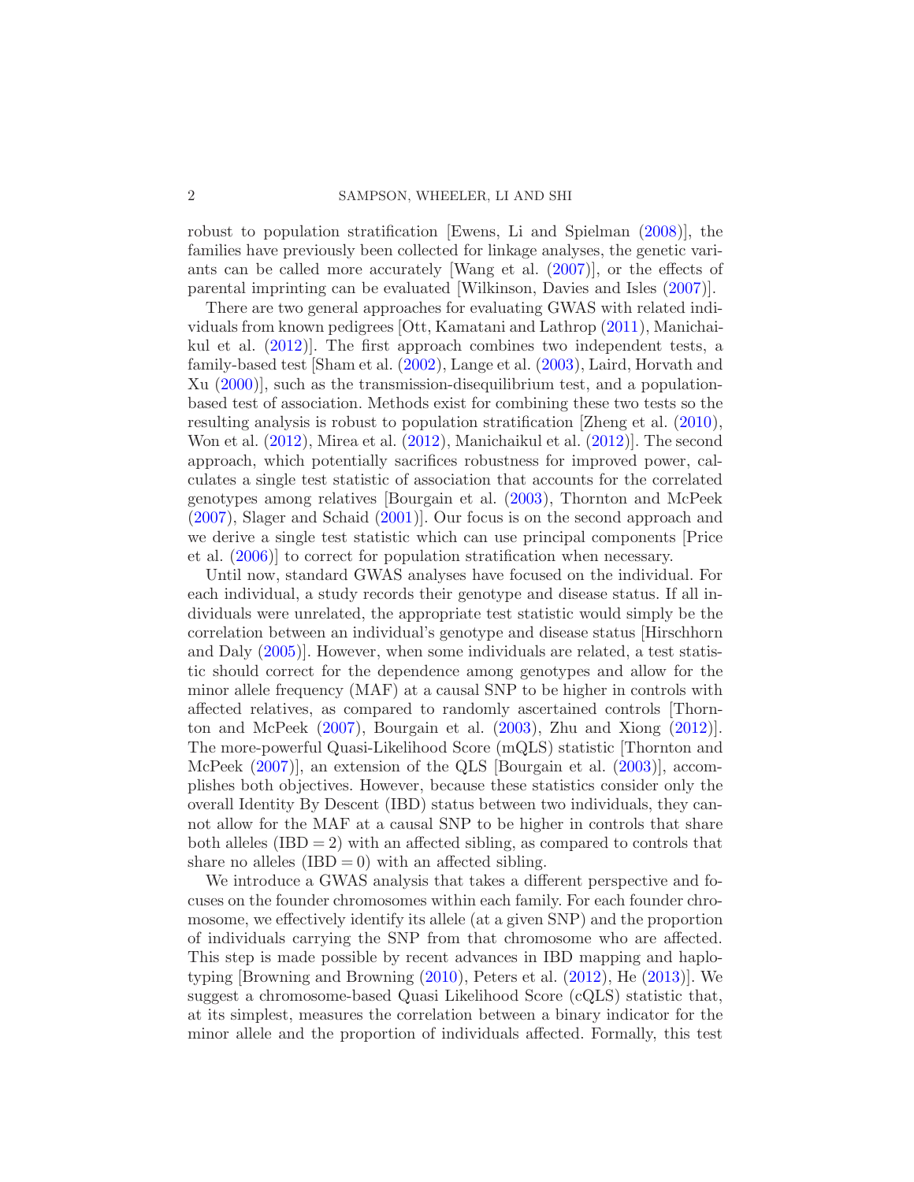robust to population stratification [Ewens, Li and Spielman (2008)], the families have previously been collected for linkage analyses, the genetic variants can be called more accurately [Wang et al. (2007)], or the effects of parental imprinting can be evaluated [Wilkinson, Davies and Isles (2007)].

There are two general approaches for evaluating GWAS with related individuals from known pedigrees [Ott, Kamatani and Lathrop (2011), Manichaikul et al. (2012)]. The first approach combines two independent tests, a family-based test [Sham et al. (2002), Lange et al. (2003), Laird, Horvath and Xu (2000)], such as the transmission-disequilibrium test, and a population-based test of association. Methods exist for combining these two tests so the resulting analysis is robust to population stratification [Zheng et al. (2010), Won et al. (2012), Mirea et al. (2012), Manichaikul et al. (2012)]. The second approach, which potentially sacrifices robustness for improved power, calculates a single test statistic of association that accounts for the correlated genotypes among relatives [Bourgain et al. (2003), Thornton and McPeek (2007), Slager and Schaid (2001)]. Our focus is on the second approach and we derive a single test statistic which can use principal components [Price et al. (2006)] to correct for population stratification when necessary.

Until now, standard GWAS analyses have focused on the individual. For each individual, a study records their genotype and disease status. If all individuals were unrelated, the appropriate test statistic would simply be the correlation between an individual's genotype and disease status [Hirschhorn and Daly (2005)]. However, when some individuals are related, a test statistic should correct for the dependence among genotypes and allow for the minor allele frequency (MAF) at a causal SNP to be higher in controls with affected relatives, as compared to randomly ascertained controls [Thornton and McPeek (2007), Bourgain et al. (2003), Zhu and Xiong (2012)]. The more-powerful Quasi-Likelihood Score (mQLS) statistic [Thornton and McPeek (2007)], an extension of the QLS [Bourgain et al. (2003)], accomplishes both objectives. However, because these statistics consider only the overall Identity By Descent (IBD) status between two individuals, they cannot allow for the MAF at a causal SNP to be higher in controls that share both alleles ($\mathrm{IBD} = 2$) with an affected sibling, as compared to controls that share no alleles ($\mathrm{IBD} = 0$) with an affected sibling.

We introduce a GWAS analysis that takes a different perspective and focuses on the founder chromosomes within each family. For each founder chromosome, we effectively identify its allele (at a given SNP) and the proportion of individuals carrying the SNP from that chromosome who are affected. This step is made possible by recent advances in IBD mapping and haplotyping [Browning and Browning (2010), Peters et al. (2012), He (2013)]. We suggest a chromosome-based Quasi Likelihood Score (cQLS) statistic that, at its simplest, measures the correlation between a binary indicator for the minor allele and the proportion of individuals affected. Formally, this test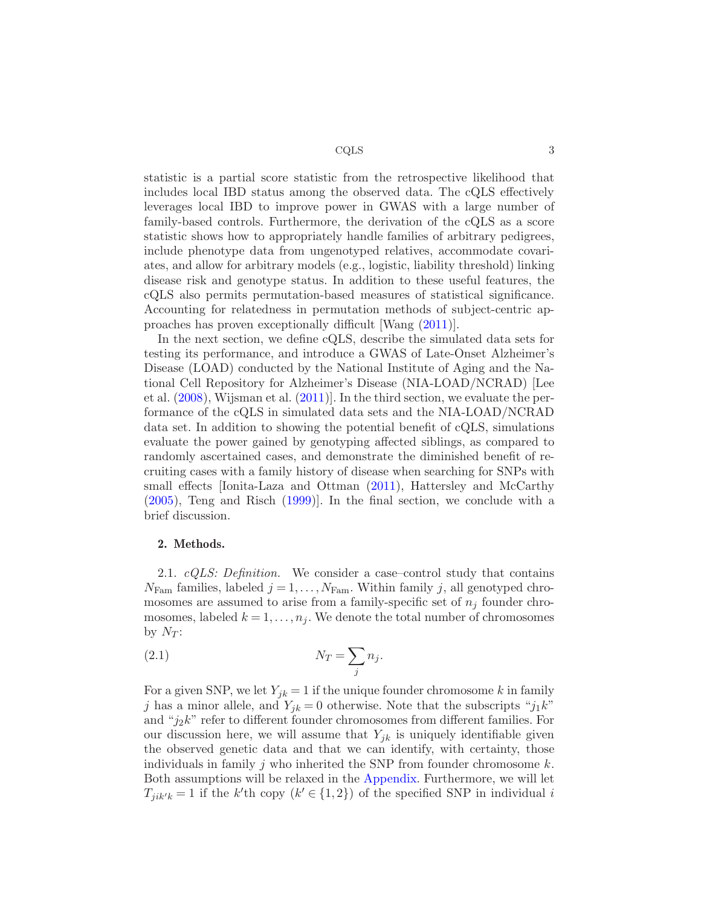statistic is a partial score statistic from the retrospective likelihood that includes local IBD status among the observed data. The cQLS effectively leverages local IBD to improve power in GWAS with a large number of family-based controls. Furthermore, the derivation of the cQLS as a score statistic shows how to appropriately handle families of arbitrary pedigrees, include phenotype data from ungenotyped relatives, accommodate covariates, and allow for arbitrary models (e.g., logistic, liability threshold) linking disease risk and genotype status. In addition to these useful features, the cQLS also permits permutation-based measures of statistical significance. Accounting for relatedness in permutation methods of subject-centric approaches has proven exceptionally difficult [Wang (2011)].

In the next section, we define cQLS, describe the simulated data sets for testing its performance, and introduce a GWAS of Late-Onset Alzheimer's Disease (LOAD) conducted by the National Institute of Aging and the National Cell Repository for Alzheimer's Disease (NIA-LOAD/NCRAD) [Lee et al. (2008), Wijsman et al. (2011)]. In the third section, we evaluate the performance of the cQLS in simulated data sets and the NIA-LOAD/NCRAD data set. In addition to showing the potential benefit of cQLS, simulations evaluate the power gained by genotyping affected siblings, as compared to randomly ascertained cases, and demonstrate the diminished benefit of recruiting cases with a family history of disease when searching for SNPs with small effects [Ionita-Laza and Ottman (2011), Hattersley and McCarthy (2005), Teng and Risch (1999)]. In the final section, we conclude with a brief discussion.

## 2. Methods.

2.1. *cQLS: Definition.* We consider a case–control study that contains $N_{\text{Fam}}$ families, labeled $j = 1, \dots, N_{\text{Fam}}$. Within family $j$, all genotyped chromosomes are assumed to arise from a family-specific set of $n_j$ founder chromosomes, labeled $k = 1, \dots, n_j$. We denote the total number of chromosomes by $N_T$:

$$N_T = \sum_j n_j. \tag{2.1}$$

For a given SNP, we let $Y_{jk} = 1$ if the unique founder chromosome $k$ in family $j$ has a minor allele, and $Y_{jk} = 0$ otherwise. Note that the subscripts "$j_1k$" and "$j_2k$" refer to different founder chromosomes from different families. For our discussion here, we will assume that $Y_{jk}$ is uniquely identifiable given the observed genetic data and that we can identify, with certainty, those individuals in family $j$ who inherited the SNP from founder chromosome $k$. Both assumptions will be relaxed in the Appendix. Furthermore, we will let $T_{jik'k} = 1$ if the $k'$th copy ($k' \in \{1, 2\}$) of the specified SNP in individual $i$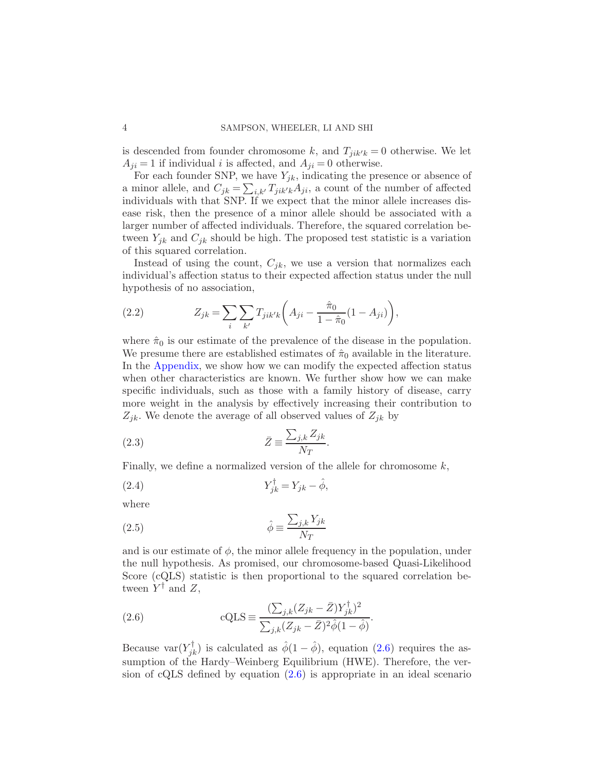is descended from founder chromosome $k$, and $T_{jik'k} = 0$ otherwise. We let $A_{ji} = 1$ if individual $i$ is affected, and $A_{ji} = 0$ otherwise.

For each founder SNP, we have $Y_{jk}$, indicating the presence or absence of a minor allele, and $C_{jk} = \sum_{i,k'} T_{jik'k} A_{ji}$, a count of the number of affected individuals with that SNP. If we expect that the minor allele increases disease risk, then the presence of a minor allele should be associated with a larger number of affected individuals. Therefore, the squared correlation between $Y_{jk}$ and $C_{jk}$ should be high. The proposed test statistic is a variation of this squared correlation.

Instead of using the count, $C_{jk}$, we use a version that normalizes each individual's affection status to their expected affection status under the null hypothesis of no association,

$$Z_{jk} = \sum_i \sum_{k'} T_{jik'k} \left( A_{ji} - \frac{\hat{\pi}_0}{1 - \hat{\pi}_0}(1 - A_{ji}) \right), \tag{2.2}$$

where $\hat{\pi}_0$ is our estimate of the prevalence of the disease in the population. We presume there are established estimates of $\hat{\pi}_0$ available in the literature. In the Appendix, we show how we can modify the expected affection status when other characteristics are known. We further show how we can make specific individuals, such as those with a family history of disease, carry more weight in the analysis by effectively increasing their contribution to $Z_{jk}$. We denote the average of all observed values of $Z_{jk}$ by

$$\bar{Z} \equiv \frac{\sum_{j,k} Z_{jk}}{N_T}. \tag{2.3}$$

Finally, we define a normalized version of the allele for chromosome $k$,

$$Y_{jk}^{\dagger} = Y_{jk} - \hat{\phi}, \tag{2.4}$$

where

$$\hat{\phi} \equiv \frac{\sum_{j,k} Y_{jk}}{N_T} \tag{2.5}$$

and is our estimate of $\phi$, the minor allele frequency in the population, under the null hypothesis. As promised, our chromosome-based Quasi-Likelihood Score (cQLS) statistic is then proportional to the squared correlation between $Y^{\dagger}$ and $Z$,

$$\text{cQLS} \equiv \frac{(\sum_{j,k} (Z_{jk} - \bar{Z}) Y_{jk}^{\dagger})^2}{\sum_{j,k} (Z_{jk} - \bar{Z})^2 \hat{\phi}(1 - \hat{\phi})}. \tag{2.6}$$

Because $\text{var}(Y_{jk}^{\dagger})$ is calculated as $\hat{\phi}(1 - \hat{\phi})$, equation (2.6) requires the assumption of the Hardy–Weinberg Equilibrium (HWE). Therefore, the version of cQLS defined by equation (2.6) is appropriate in an ideal scenario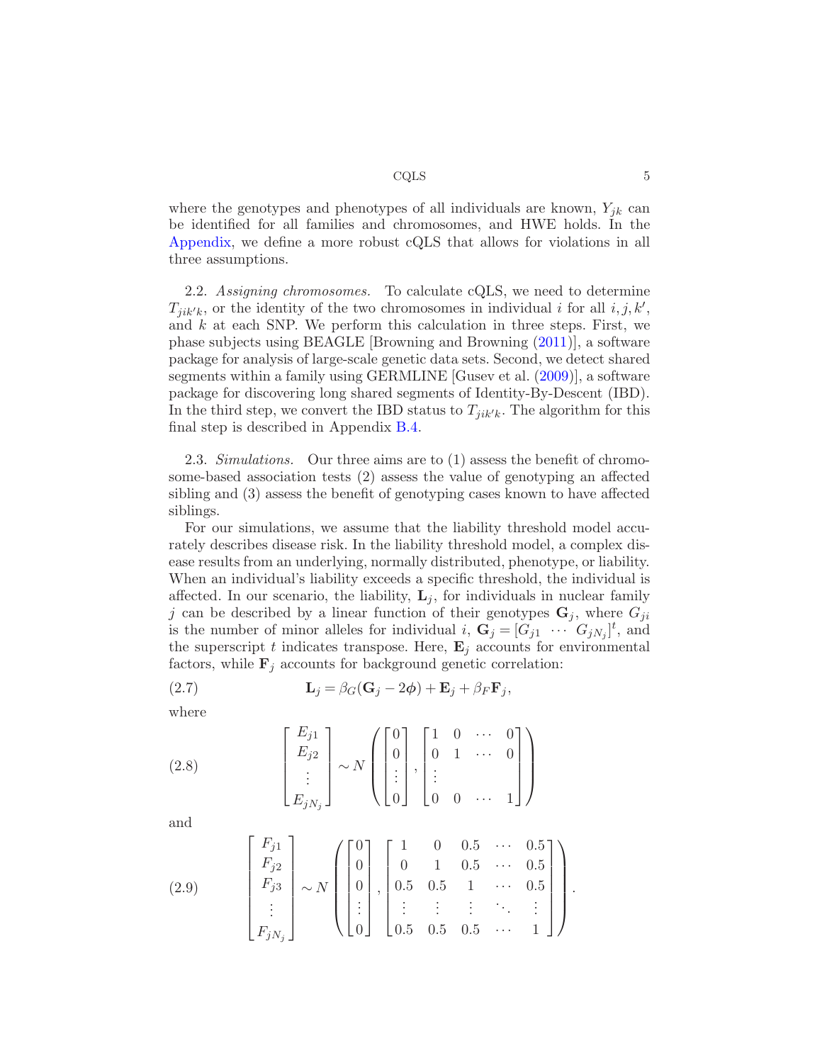where the genotypes and phenotypes of all individuals are known, $Y_{jk}$ can be identified for all families and chromosomes, and HWE holds. In the Appendix, we define a more robust cQLS that allows for violations in all three assumptions.

2.2. *Assigning chromosomes.* To calculate cQLS, we need to determine $T_{jik'k}$, or the identity of the two chromosomes in individual $i$ for all $i, j, k'$, and $k$ at each SNP. We perform this calculation in three steps. First, we phase subjects using BEAGLE [Browning and Browning (2011)], a software package for analysis of large-scale genetic data sets. Second, we detect shared segments within a family using GERMLINE [Gusev et al. (2009)], a software package for discovering long shared segments of Identity-By-Descent (IBD). In the third step, we convert the IBD status to $T_{jik'k}$. The algorithm for this final step is described in Appendix B.4.

2.3. *Simulations.* Our three aims are to (1) assess the benefit of chromosome-based association tests (2) assess the value of genotyping an affected sibling and (3) assess the benefit of genotyping cases known to have affected siblings.

For our simulations, we assume that the liability threshold model accurately describes disease risk. In the liability threshold model, a complex disease results from an underlying, normally distributed, phenotype, or liability. When an individual's liability exceeds a specific threshold, the individual is affected. In our scenario, the liability, $\mathbf{L}_j$, for individuals in nuclear family $j$ can be described by a linear function of their genotypes $\mathbf{G}_j$, where $G_{ji}$ is the number of minor alleles for individual $i$, $\mathbf{G}_j = [G_{j1} \ \cdots \ G_{jN_j}]^t$, and the superscript $t$ indicates transpose. Here, $\mathbf{E}_j$ accounts for environmental factors, while $\mathbf{F}_j$ accounts for background genetic correlation:

$$\mathbf{L}_j = \beta_G(\mathbf{G}_j - 2\boldsymbol{\phi}) + \mathbf{E}_j + \beta_F \mathbf{F}_j, \tag{2.7}$$

where

$$\begin{bmatrix} E_{j1} \\ E_{j2} \\ \vdots \\ E_{jN_j} \end{bmatrix} \sim N \left( \begin{bmatrix} 0 \\ 0 \\ \vdots \\ 0 \end{bmatrix}, \begin{bmatrix} 1 & 0 & \cdots & 0 \\ 0 & 1 & \cdots & 0 \\ \vdots & & & \\ 0 & 0 & \cdots & 1 \end{bmatrix} \right) \tag{2.8}$$

and

$$\begin{bmatrix} F_{j1} \\ F_{j2} \\ F_{j3} \\ \vdots \\ F_{jN_j} \end{bmatrix} \sim N \left( \begin{bmatrix} 0 \\ 0 \\ 0 \\ \vdots \\ 0 \end{bmatrix}, \begin{bmatrix} 1 & 0 & 0.5 & \cdots & 0.5 \\ 0 & 1 & 0.5 & \cdots & 0.5 \\ 0.5 & 0.5 & 1 & \cdots & 0.5 \\ \vdots & \vdots & \vdots & \ddots & \vdots \\ 0.5 & 0.5 & 0.5 & \cdots & 1 \end{bmatrix} \right). \tag{2.9}$$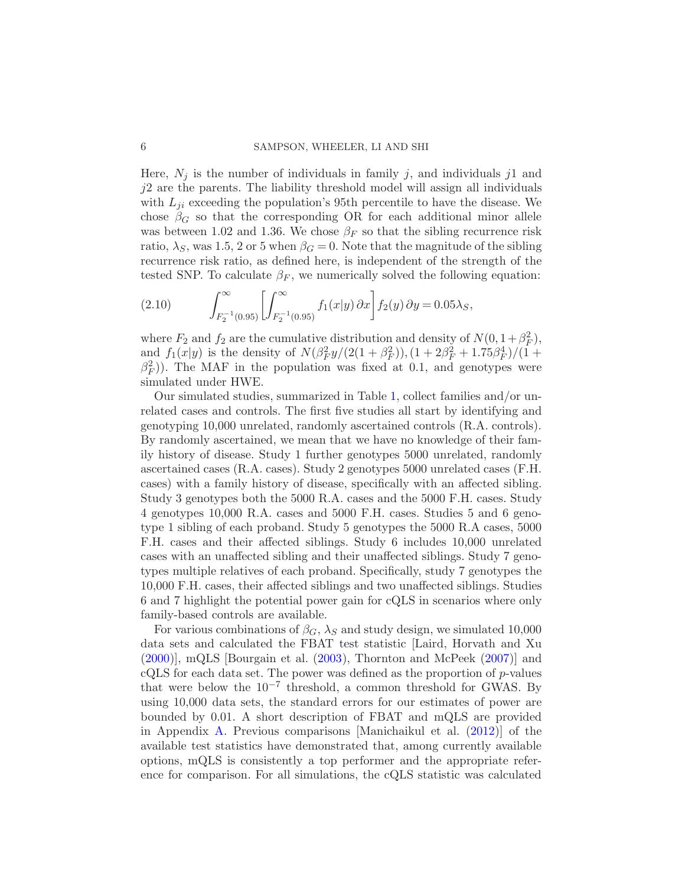Here, $N_j$ is the number of individuals in family $j$, and individuals $j1$ and $j2$ are the parents. The liability threshold model will assign all individuals with $L_{ji}$ exceeding the population's 95th percentile to have the disease. We chose $\beta_G$ so that the corresponding OR for each additional minor allele was between 1.02 and 1.36. We chose $\beta_F$ so that the sibling recurrence risk ratio, $\lambda_S$, was 1.5, 2 or 5 when $\beta_G = 0$. Note that the magnitude of the sibling recurrence risk ratio, as defined here, is independent of the strength of the tested SNP. To calculate $\beta_F$, we numerically solved the following equation:

$$\int_{F_2^{-1}(0.95)}^{\infty} \left[ \int_{F_2^{-1}(0.95)}^{\infty} f_1(x|y)\,\partial x \right] f_2(y)\,\partial y = 0.05\lambda_S, \tag{2.10}$$

where $F_2$ and $f_2$ are the cumulative distribution and density of $N(0, 1+\beta_F^2)$, and $f_1(x|y)$ is the density of $N(\beta_F^2 y/(2(1+\beta_F^2)), (1+2\beta_F^2+1.75\beta_F^4)/(1+\beta_F^2))$. The MAF in the population was fixed at 0.1, and genotypes were simulated under HWE.

Our simulated studies, summarized in Table 1, collect families and/or unrelated cases and controls. The first five studies all start by identifying and genotyping 10,000 unrelated, randomly ascertained controls (R.A. controls). By randomly ascertained, we mean that we have no knowledge of their family history of disease. Study 1 further genotypes 5000 unrelated, randomly ascertained cases (R.A. cases). Study 2 genotypes 5000 unrelated cases (F.H. cases) with a family history of disease, specifically with an affected sibling. Study 3 genotypes both the 5000 R.A. cases and the 5000 F.H. cases. Study 4 genotypes 10,000 R.A. cases and 5000 F.H. cases. Studies 5 and 6 genotype 1 sibling of each proband. Study 5 genotypes the 5000 R.A cases, 5000 F.H. cases and their affected siblings. Study 6 includes 10,000 unrelated cases with an unaffected sibling and their unaffected siblings. Study 7 genotypes multiple relatives of each proband. Specifically, study 7 genotypes the 10,000 F.H. cases, their affected siblings and two unaffected siblings. Studies 6 and 7 highlight the potential power gain for cQLS in scenarios where only family-based controls are available.

For various combinations of $\beta_G$, $\lambda_S$ and study design, we simulated 10,000 data sets and calculated the FBAT test statistic [Laird, Horvath and Xu (2000)], mQLS [Bourgain et al. (2003), Thornton and McPeek (2007)] and cQLS for each data set. The power was defined as the proportion of $p$-values that were below the $10^{-7}$ threshold, a common threshold for GWAS. By using 10,000 data sets, the standard errors for our estimates of power are bounded by 0.01. A short description of FBAT and mQLS are provided in Appendix A. Previous comparisons [Manichaikul et al. (2012)] of the available test statistics have demonstrated that, among currently available options, mQLS is consistently a top performer and the appropriate reference for comparison. For all simulations, the cQLS statistic was calculated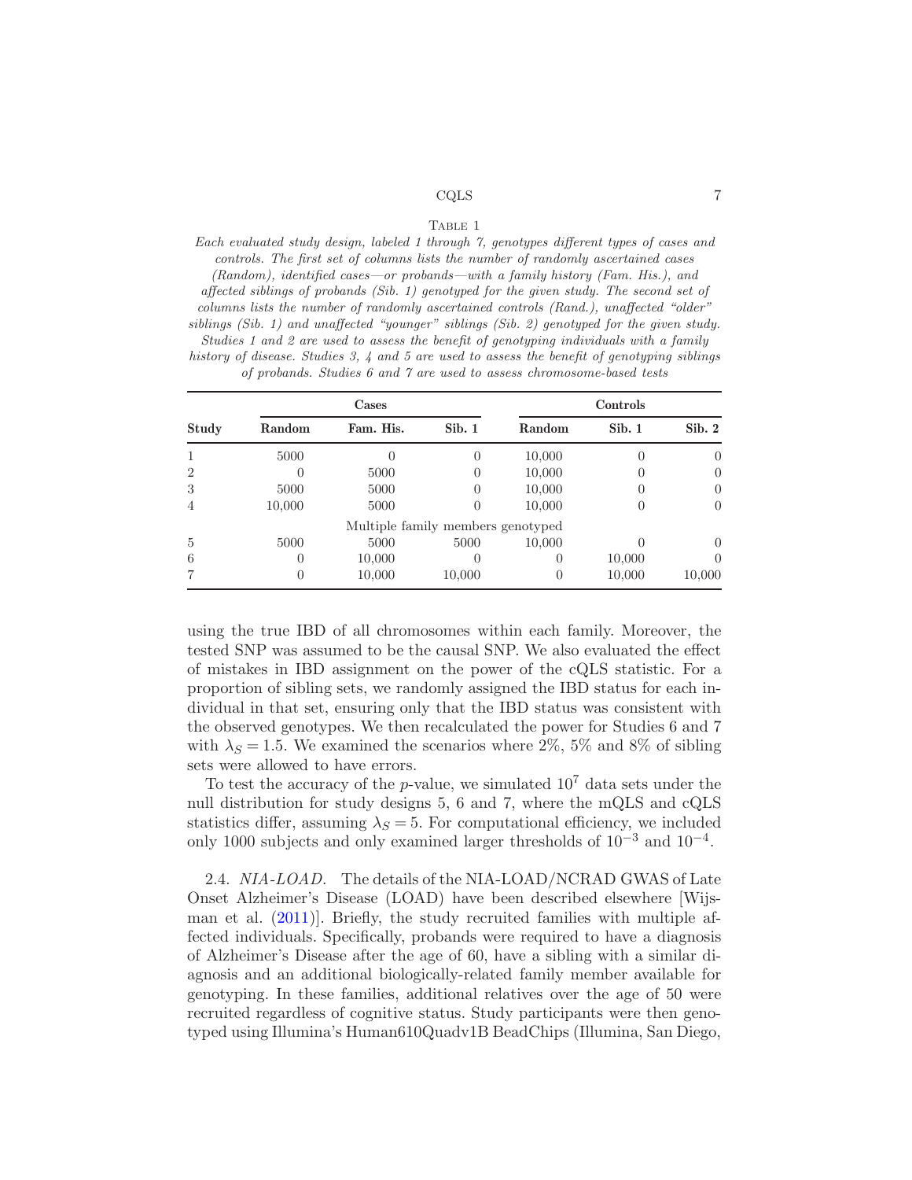Table 1

*Each evaluated study design, labeled 1 through 7, genotypes different types of cases and controls. The first set of columns lists the number of randomly ascertained cases (Random), identified cases—or probands—with a family history (Fam. His.), and affected siblings of probands (Sib. 1) genotyped for the given study. The second set of columns lists the number of randomly ascertained controls (Rand.), unaffected "older" siblings (Sib. 1) and unaffected "younger" siblings (Sib. 2) genotyped for the given study. Studies 1 and 2 are used to assess the benefit of genotyping individuals with a family history of disease. Studies 3, 4 and 5 are used to assess the benefit of genotyping siblings of probands. Studies 6 and 7 are used to assess chromosome-based tests*

| | **Cases** | | | **Controls** | | |
|---|---|---|---|---|---|---|
| **Study** | **Random** | **Fam. His.** | **Sib. 1** | **Random** | **Sib. 1** | **Sib. 2** |
| 1 | 5000 | 0 | 0 | 10,000 | 0 | 0 |
| 2 | 0 | 5000 | 0 | 10,000 | 0 | 0 |
| 3 | 5000 | 5000 | 0 | 10,000 | 0 | 0 |
| 4 | 10,000 | 5000 | 0 | 10,000 | 0 | 0 |
| | | Multiple family members genotyped | | | | |
| 5 | 5000 | 5000 | 5000 | 10,000 | 0 | 0 |
| 6 | 0 | 10,000 | 0 | 0 | 10,000 | 0 |
| 7 | 0 | 10,000 | 10,000 | 0 | 10,000 | 10,000 |

using the true IBD of all chromosomes within each family. Moreover, the tested SNP was assumed to be the causal SNP. We also evaluated the effect of mistakes in IBD assignment on the power of the cQLS statistic. For a proportion of sibling sets, we randomly assigned the IBD status for each individual in that set, ensuring only that the IBD status was consistent with the observed genotypes. We then recalculated the power for Studies 6 and 7 with $\lambda_S = 1.5$. We examined the scenarios where 2%, 5% and 8% of sibling sets were allowed to have errors.

To test the accuracy of the $p$-value, we simulated $10^7$ data sets under the null distribution for study designs 5, 6 and 7, where the mQLS and cQLS statistics differ, assuming $\lambda_S = 5$. For computational efficiency, we included only 1000 subjects and only examined larger thresholds of $10^{-3}$ and $10^{-4}$.

2.4. *NIA-LOAD.* The details of the NIA-LOAD/NCRAD GWAS of Late Onset Alzheimer's Disease (LOAD) have been described elsewhere [Wijsman et al. (2011)]. Briefly, the study recruited families with multiple affected individuals. Specifically, probands were required to have a diagnosis of Alzheimer's Disease after the age of 60, have a sibling with a similar diagnosis and an additional biologically-related family member available for genotyping. In these families, additional relatives over the age of 50 were recruited regardless of cognitive status. Study participants were then genotyped using Illumina's Human610Quadv1B BeadChips (Illumina, San Diego,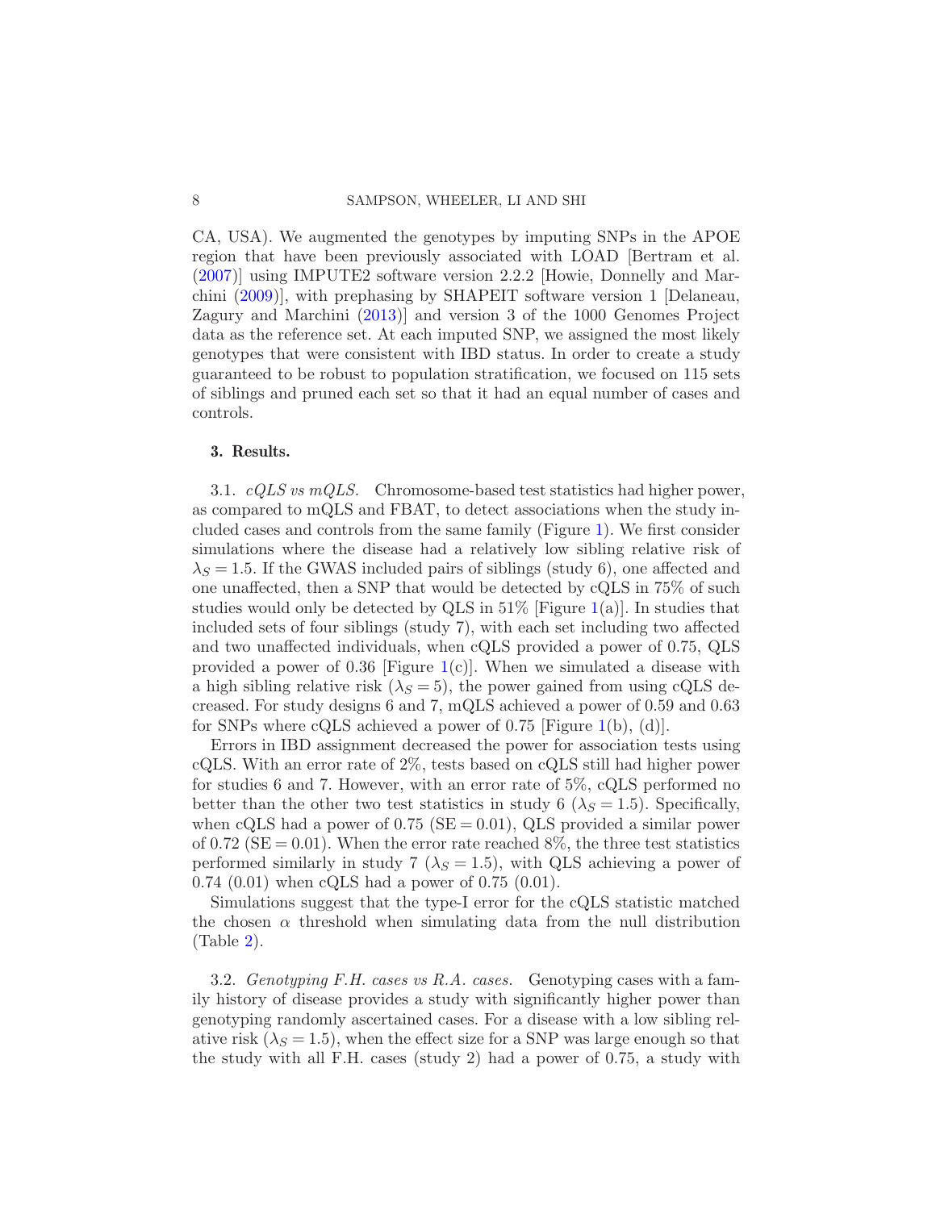CA, USA). We augmented the genotypes by imputing SNPs in the APOE region that have been previously associated with LOAD [Bertram et al. (2007)] using IMPUTE2 software version 2.2.2 [Howie, Donnelly and Marchini (2009)], with prephasing by SHAPEIT software version 1 [Delaneau, Zagury and Marchini (2013)] and version 3 of the 1000 Genomes Project data as the reference set. At each imputed SNP, we assigned the most likely genotypes that were consistent with IBD status. In order to create a study guaranteed to be robust to population stratification, we focused on 115 sets of siblings and pruned each set so that it had an equal number of cases and controls.

## 3. Results.

3.1. *cQLS vs mQLS.* Chromosome-based test statistics had higher power, as compared to mQLS and FBAT, to detect associations when the study included cases and controls from the same family (Figure 1). We first consider simulations where the disease had a relatively low sibling relative risk of $\lambda_S = 1.5$. If the GWAS included pairs of siblings (study 6), one affected and one unaffected, then a SNP that would be detected by cQLS in 75% of such studies would only be detected by QLS in 51% [Figure 1(a)]. In studies that included sets of four siblings (study 7), with each set including two affected and two unaffected individuals, when cQLS provided a power of 0.75, QLS provided a power of 0.36 [Figure 1(c)]. When we simulated a disease with a high sibling relative risk ($\lambda_S = 5$), the power gained from using cQLS decreased. For study designs 6 and 7, mQLS achieved a power of 0.59 and 0.63 for SNPs where cQLS achieved a power of 0.75 [Figure 1(b), (d)].

Errors in IBD assignment decreased the power for association tests using cQLS. With an error rate of 2%, tests based on cQLS still had higher power for studies 6 and 7. However, with an error rate of 5%, cQLS performed no better than the other two test statistics in study 6 ($\lambda_S = 1.5$). Specifically, when cQLS had a power of 0.75 ($\mathrm{SE} = 0.01$), QLS provided a similar power of 0.72 ($\mathrm{SE} = 0.01$). When the error rate reached 8%, the three test statistics performed similarly in study 7 ($\lambda_S = 1.5$), with QLS achieving a power of 0.74 (0.01) when cQLS had a power of 0.75 (0.01).

Simulations suggest that the type-I error for the cQLS statistic matched the chosen $\alpha$ threshold when simulating data from the null distribution (Table 2).

3.2. *Genotyping F.H. cases vs R.A. cases.* Genotyping cases with a family history of disease provides a study with significantly higher power than genotyping randomly ascertained cases. For a disease with a low sibling relative risk ($\lambda_S = 1.5$), when the effect size for a SNP was large enough so that the study with all F.H. cases (study 2) had a power of 0.75, a study with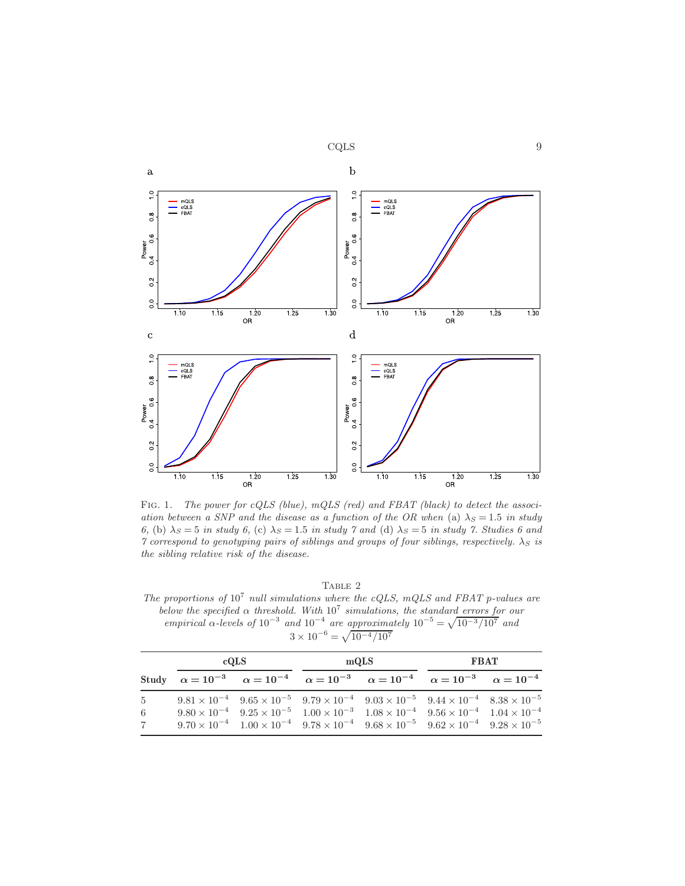Fig. 1. *The power for cQLS (blue), mQLS (red) and FBAT (black) to detect the association between a SNP and the disease as a function of the OR when* (a) $\lambda_S = 1.5$ *in study 6,* (b) $\lambda_S = 5$ *in study 6,* (c) $\lambda_S = 1.5$ *in study 7 and* (d) $\lambda_S = 5$ *in study 7. Studies 6 and 7 correspond to genotyping pairs of siblings and groups of four siblings, respectively.* $\lambda_S$ *is the sibling relative risk of the disease.*

Table 2

*The proportions of* $10^7$ *null simulations where the cQLS, mQLS and FBAT p-values are below the specified* $\alpha$ *threshold. With* $10^7$ *simulations, the standard errors for our empirical* $\alpha$*-levels of* $10^{-3}$ *and* $10^{-4}$ *are approximately* $10^{-5} = \sqrt{10^{-3}/10^7}$ *and* $3 \times 10^{-6} = \sqrt{10^{-4}/10^7}$

| | **cQLS** | | **mQLS** | | **FBAT** | |
|---|---|---|---|---|---|---|
| **Study** | $\alpha = 10^{-3}$ | $\alpha = 10^{-4}$ | $\alpha = 10^{-3}$ | $\alpha = 10^{-4}$ | $\alpha = 10^{-3}$ | $\alpha = 10^{-4}$ |
| 5 | $9.81 \times 10^{-4}$ | $9.65 \times 10^{-5}$ | $9.79 \times 10^{-4}$ | $9.03 \times 10^{-5}$ | $9.44 \times 10^{-4}$ | $8.38 \times 10^{-5}$ |
| 6 | $9.80 \times 10^{-4}$ | $9.25 \times 10^{-5}$ | $1.00 \times 10^{-3}$ | $1.08 \times 10^{-4}$ | $9.56 \times 10^{-4}$ | $1.04 \times 10^{-4}$ |
| 7 | $9.70 \times 10^{-4}$ | $1.00 \times 10^{-4}$ | $9.78 \times 10^{-4}$ | $9.68 \times 10^{-5}$ | $9.62 \times 10^{-4}$ | $9.28 \times 10^{-5}$ |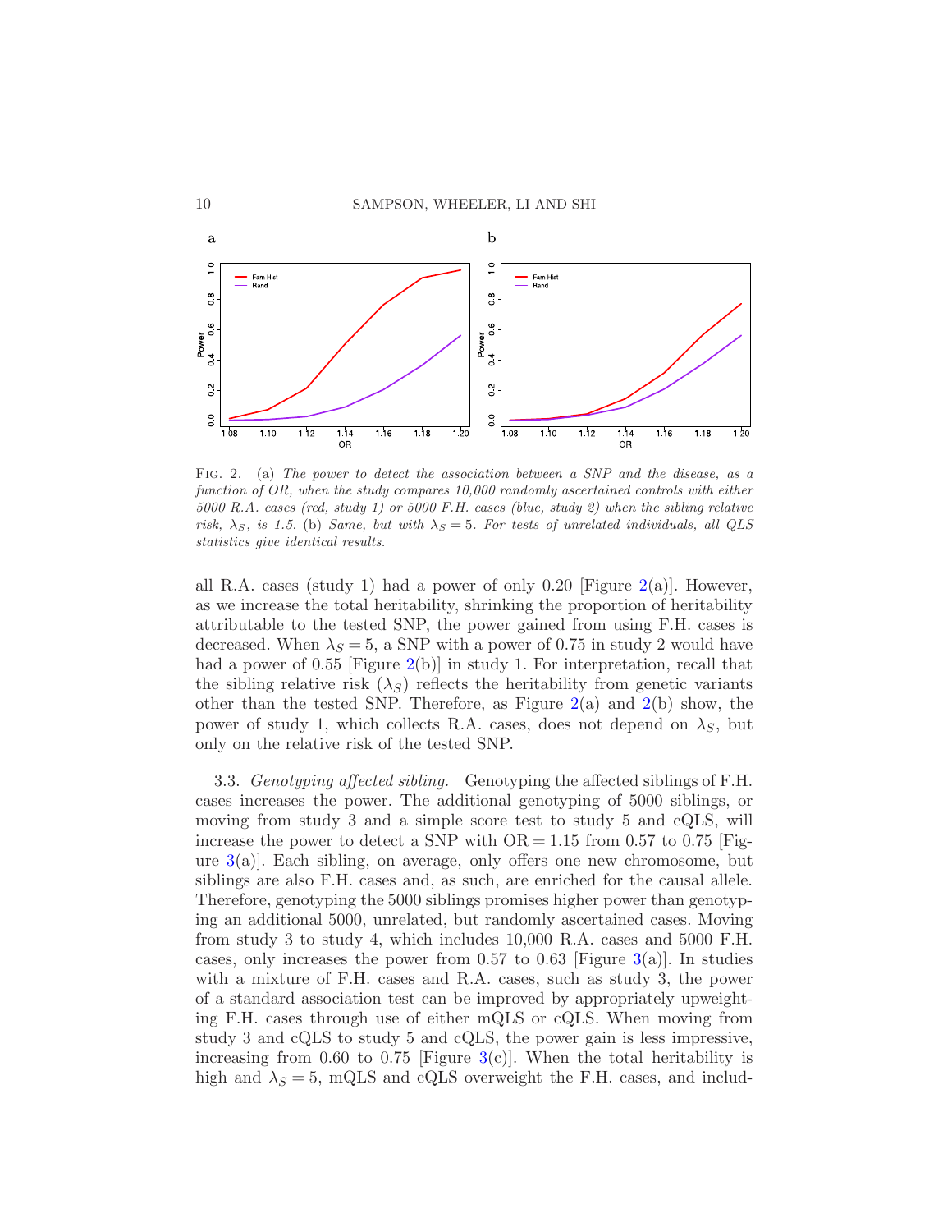Fig. 2. (a) *The power to detect the association between a SNP and the disease, as a function of OR, when the study compares 10,000 randomly ascertained controls with either 5000 R.A. cases (red, study 1) or 5000 F.H. cases (blue, study 2) when the sibling relative risk,* $\lambda_S$*, is 1.5.* (b) *Same, but with* $\lambda_S = 5$*. For tests of unrelated individuals, all QLS statistics give identical results.*

all R.A. cases (study 1) had a power of only 0.20 [Figure 2(a)]. However, as we increase the total heritability, shrinking the proportion of heritability attributable to the tested SNP, the power gained from using F.H. cases is decreased. When $\lambda_S = 5$, a SNP with a power of 0.75 in study 2 would have had a power of 0.55 [Figure 2(b)] in study 1. For interpretation, recall that the sibling relative risk ($\lambda_S$) reflects the heritability from genetic variants other than the tested SNP. Therefore, as Figure 2(a) and 2(b) show, the power of study 1, which collects R.A. cases, does not depend on $\lambda_S$, but only on the relative risk of the tested SNP.

3.3. *Genotyping affected sibling.* Genotyping the affected siblings of F.H. cases increases the power. The additional genotyping of 5000 siblings, or moving from study 3 and a simple score test to study 5 and cQLS, will increase the power to detect a SNP with $\mathrm{OR} = 1.15$ from 0.57 to 0.75 [Figure 3(a)]. Each sibling, on average, only offers one new chromosome, but siblings are also F.H. cases and, as such, are enriched for the causal allele. Therefore, genotyping the 5000 siblings promises higher power than genotyping an additional 5000, unrelated, but randomly ascertained cases. Moving from study 3 to study 4, which includes 10,000 R.A. cases and 5000 F.H. cases, only increases the power from 0.57 to 0.63 [Figure 3(a)]. In studies with a mixture of F.H. cases and R.A. cases, such as study 3, the power of a standard association test can be improved by appropriately upweighting F.H. cases through use of either mQLS or cQLS. When moving from study 3 and cQLS to study 5 and cQLS, the power gain is less impressive, increasing from 0.60 to 0.75 [Figure 3(c)]. When the total heritability is high and $\lambda_S = 5$, mQLS and cQLS overweight the F.H. cases, and includ-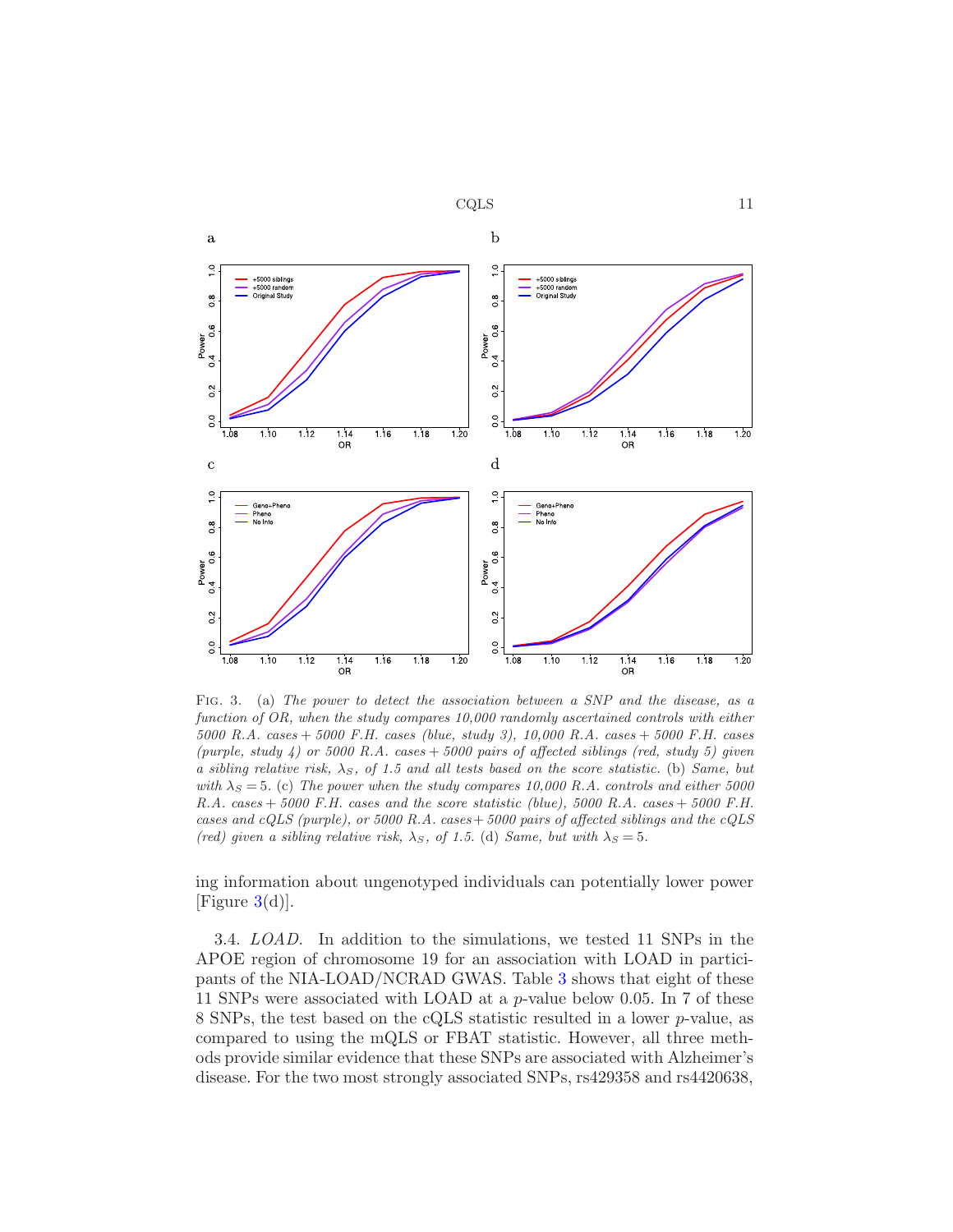Fig. 3. (a) *The power to detect the association between a SNP and the disease, as a function of OR, when the study compares 10,000 randomly ascertained controls with either 5000 R.A. cases + 5000 F.H. cases (blue, study 3), 10,000 R.A. cases + 5000 F.H. cases (purple, study 4) or 5000 R.A. cases + 5000 pairs of affected siblings (red, study 5) given a sibling relative risk,* $\lambda_S$*, of 1.5 and all tests based on the score statistic.* (b) *Same, but with* $\lambda_S = 5$. (c) *The power when the study compares 10,000 R.A. controls and either 5000 R.A. cases + 5000 F.H. cases and the score statistic (blue), 5000 R.A. cases + 5000 F.H. cases and cQLS (purple), or 5000 R.A. cases + 5000 pairs of affected siblings and the cQLS (red) given a sibling relative risk,* $\lambda_S$*, of 1.5.* (d) *Same, but with* $\lambda_S = 5$.

ing information about ungenotyped individuals can potentially lower power [Figure 3(d)].

3.4. *LOAD.* In addition to the simulations, we tested 11 SNPs in the APOE region of chromosome 19 for an association with LOAD in participants of the NIA-LOAD/NCRAD GWAS. Table 3 shows that eight of these 11 SNPs were associated with LOAD at a $p$-value below 0.05. In 7 of these 8 SNPs, the test based on the cQLS statistic resulted in a lower $p$-value, as compared to using the mQLS or FBAT statistic. However, all three methods provide similar evidence that these SNPs are associated with Alzheimer's disease. For the two most strongly associated SNPs, rs429358 and rs4420638,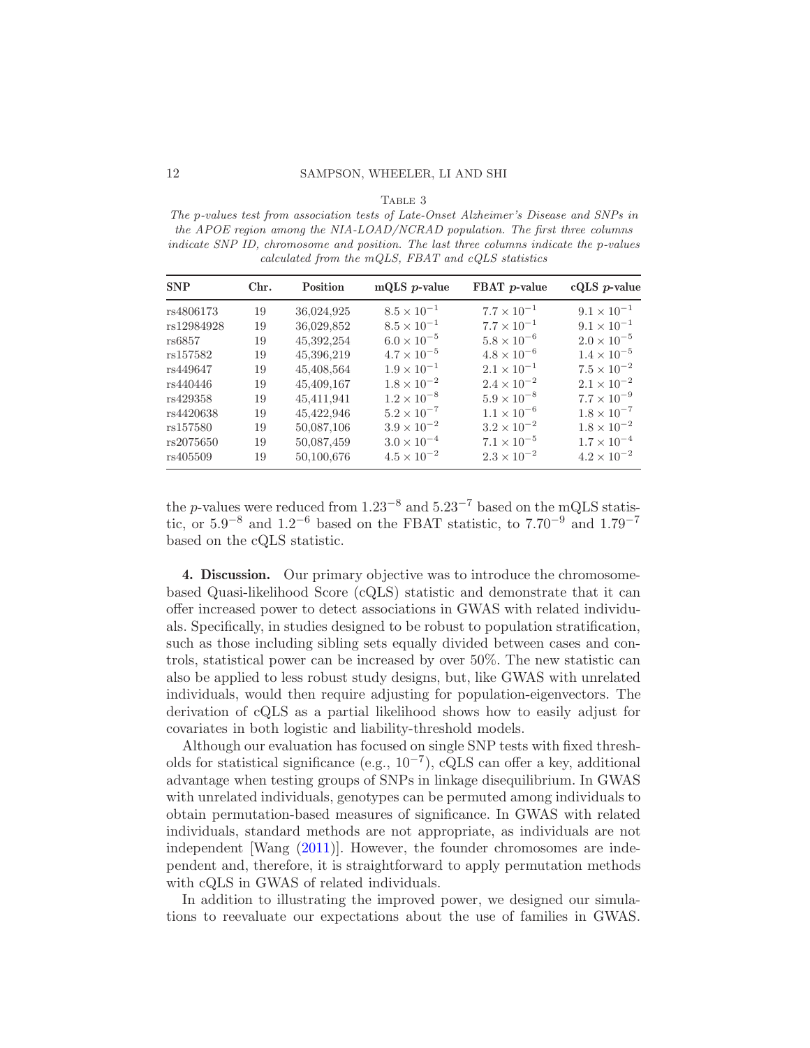Table 3

*The p-values test from association tests of Late-Onset Alzheimer's Disease and SNPs in the APOE region among the NIA-LOAD/NCRAD population. The first three columns indicate SNP ID, chromosome and position. The last three columns indicate the p-values calculated from the mQLS, FBAT and cQLS statistics*

| SNP | Chr. | Position | mQLS $p$-value | FBAT $p$-value | cQLS $p$-value |
|---|---|---|---|---|---|
| rs4806173 | 19 | 36,024,925 | $8.5 \times 10^{-1}$ | $7.7 \times 10^{-1}$ | $9.1 \times 10^{-1}$ |
| rs12984928 | 19 | 36,029,852 | $8.5 \times 10^{-1}$ | $7.7 \times 10^{-1}$ | $9.1 \times 10^{-1}$ |
| rs6857 | 19 | 45,392,254 | $6.0 \times 10^{-5}$ | $5.8 \times 10^{-6}$ | $2.0 \times 10^{-5}$ |
| rs157582 | 19 | 45,396,219 | $4.7 \times 10^{-5}$ | $4.8 \times 10^{-6}$ | $1.4 \times 10^{-5}$ |
| rs449647 | 19 | 45,408,564 | $1.9 \times 10^{-1}$ | $2.1 \times 10^{-1}$ | $7.5 \times 10^{-2}$ |
| rs440446 | 19 | 45,409,167 | $1.8 \times 10^{-2}$ | $2.4 \times 10^{-2}$ | $2.1 \times 10^{-2}$ |
| rs429358 | 19 | 45,411,941 | $1.2 \times 10^{-8}$ | $5.9 \times 10^{-8}$ | $7.7 \times 10^{-9}$ |
| rs4420638 | 19 | 45,422,946 | $5.2 \times 10^{-7}$ | $1.1 \times 10^{-6}$ | $1.8 \times 10^{-7}$ |
| rs157580 | 19 | 50,087,106 | $3.9 \times 10^{-2}$ | $3.2 \times 10^{-2}$ | $1.8 \times 10^{-2}$ |
| rs2075650 | 19 | 50,087,459 | $3.0 \times 10^{-4}$ | $7.1 \times 10^{-5}$ | $1.7 \times 10^{-4}$ |
| rs405509 | 19 | 50,100,676 | $4.5 \times 10^{-2}$ | $2.3 \times 10^{-2}$ | $4.2 \times 10^{-2}$ |

the $p$-values were reduced from $1.23^{-8}$ and $5.23^{-7}$ based on the mQLS statistic, or $5.9^{-8}$ and $1.2^{-6}$ based on the FBAT statistic, to $7.70^{-9}$ and $1.79^{-7}$ based on the cQLS statistic.

**4. Discussion.** Our primary objective was to introduce the chromosome-based Quasi-likelihood Score (cQLS) statistic and demonstrate that it can offer increased power to detect associations in GWAS with related individuals. Specifically, in studies designed to be robust to population stratification, such as those including sibling sets equally divided between cases and controls, statistical power can be increased by over 50%. The new statistic can also be applied to less robust study designs, but, like GWAS with unrelated individuals, would then require adjusting for population-eigenvectors. The derivation of cQLS as a partial likelihood shows how to easily adjust for covariates in both logistic and liability-threshold models.

Although our evaluation has focused on single SNP tests with fixed thresholds for statistical significance (e.g., $10^{-7}$), cQLS can offer a key, additional advantage when testing groups of SNPs in linkage disequilibrium. In GWAS with unrelated individuals, genotypes can be permuted among individuals to obtain permutation-based measures of significance. In GWAS with related individuals, standard methods are not appropriate, as individuals are not independent [Wang (2011)]. However, the founder chromosomes are independent and, therefore, it is straightforward to apply permutation methods with cQLS in GWAS of related individuals.

In addition to illustrating the improved power, we designed our simulations to reevaluate our expectations about the use of families in GWAS.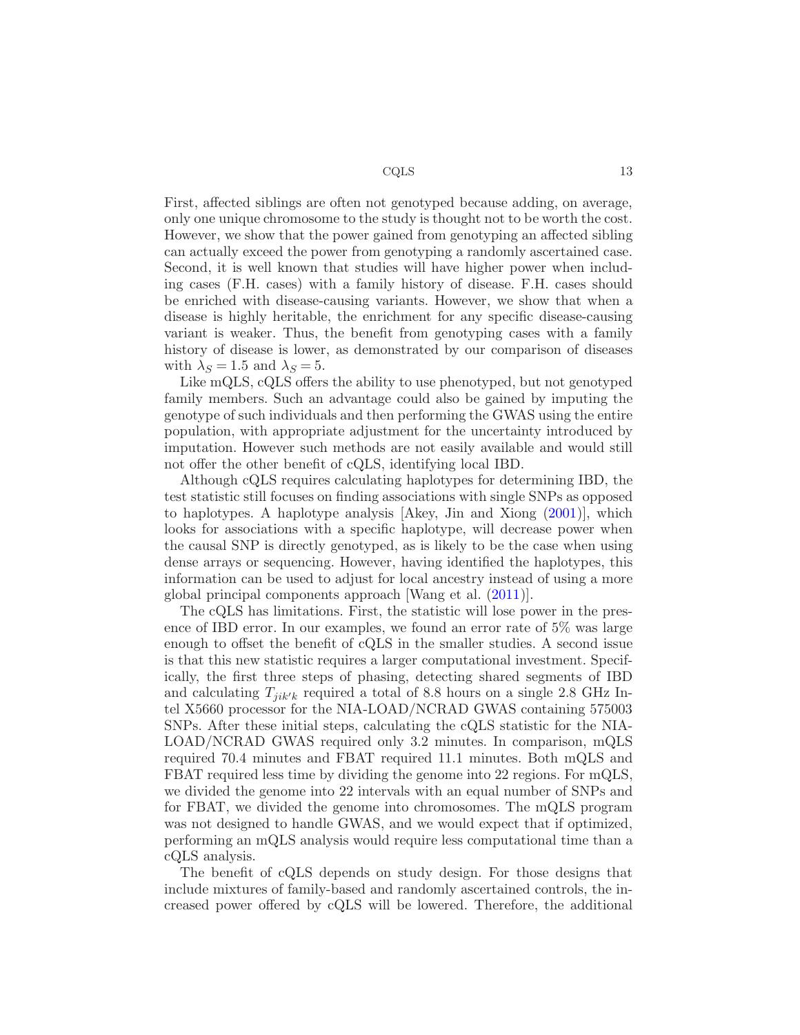First, affected siblings are often not genotyped because adding, on average, only one unique chromosome to the study is thought not to be worth the cost. However, we show that the power gained from genotyping an affected sibling can actually exceed the power from genotyping a randomly ascertained case. Second, it is well known that studies will have higher power when including cases (F.H. cases) with a family history of disease. F.H. cases should be enriched with disease-causing variants. However, we show that when a disease is highly heritable, the enrichment for any specific disease-causing variant is weaker. Thus, the benefit from genotyping cases with a family history of disease is lower, as demonstrated by our comparison of diseases with $\lambda_S = 1.5$ and $\lambda_S = 5$.

Like mQLS, cQLS offers the ability to use phenotyped, but not genotyped family members. Such an advantage could also be gained by imputing the genotype of such individuals and then performing the GWAS using the entire population, with appropriate adjustment for the uncertainty introduced by imputation. However such methods are not easily available and would still not offer the other benefit of cQLS, identifying local IBD.

Although cQLS requires calculating haplotypes for determining IBD, the test statistic still focuses on finding associations with single SNPs as opposed to haplotypes. A haplotype analysis [Akey, Jin and Xiong (2001)], which looks for associations with a specific haplotype, will decrease power when the causal SNP is directly genotyped, as is likely to be the case when using dense arrays or sequencing. However, having identified the haplotypes, this information can be used to adjust for local ancestry instead of using a more global principal components approach [Wang et al. (2011)].

The cQLS has limitations. First, the statistic will lose power in the presence of IBD error. In our examples, we found an error rate of 5% was large enough to offset the benefit of cQLS in the smaller studies. A second issue is that this new statistic requires a larger computational investment. Specifically, the first three steps of phasing, detecting shared segments of IBD and calculating $T_{jik'k}$ required a total of 8.8 hours on a single 2.8 GHz Intel X5660 processor for the NIA-LOAD/NCRAD GWAS containing 575003 SNPs. After these initial steps, calculating the cQLS statistic for the NIA-LOAD/NCRAD GWAS required only 3.2 minutes. In comparison, mQLS required 70.4 minutes and FBAT required 11.1 minutes. Both mQLS and FBAT required less time by dividing the genome into 22 regions. For mQLS, we divided the genome into 22 intervals with an equal number of SNPs and for FBAT, we divided the genome into chromosomes. The mQLS program was not designed to handle GWAS, and we would expect that if optimized, performing an mQLS analysis would require less computational time than a cQLS analysis.

The benefit of cQLS depends on study design. For those designs that include mixtures of family-based and randomly ascertained controls, the increased power offered by cQLS will be lowered. Therefore, the additional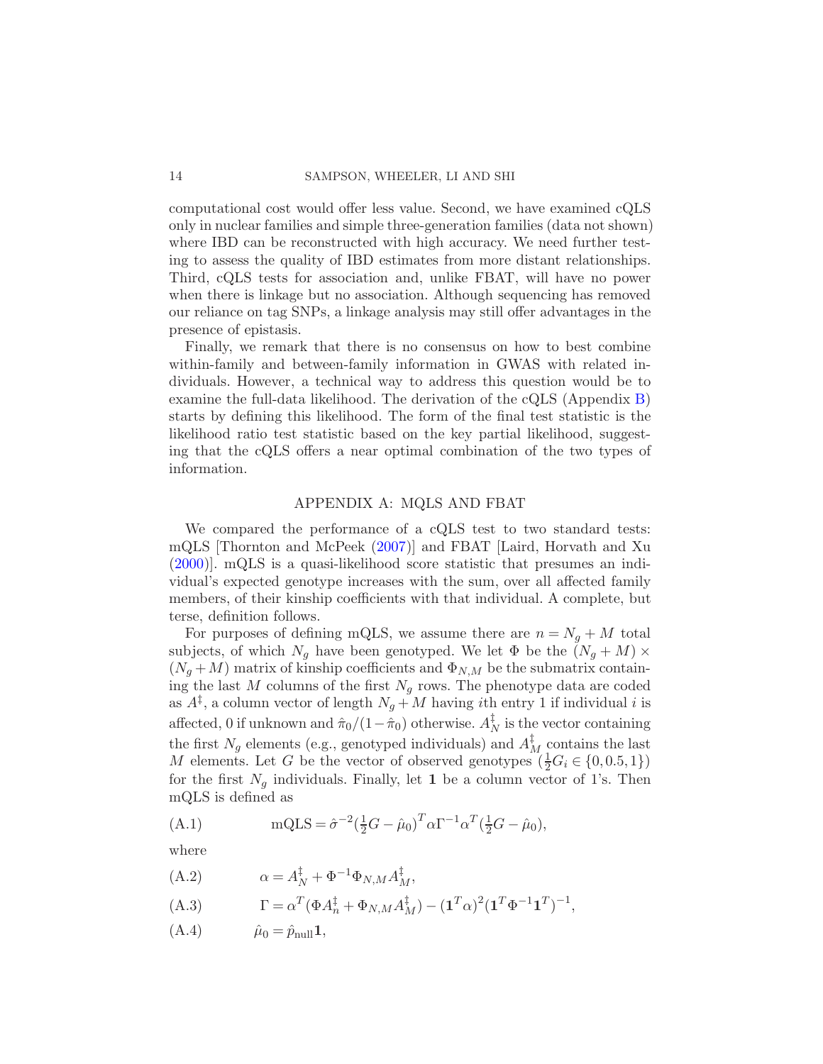computational cost would offer less value. Second, we have examined cQLS only in nuclear families and simple three-generation families (data not shown) where IBD can be reconstructed with high accuracy. We need further testing to assess the quality of IBD estimates from more distant relationships. Third, cQLS tests for association and, unlike FBAT, will have no power when there is linkage but no association. Although sequencing has removed our reliance on tag SNPs, a linkage analysis may still offer advantages in the presence of epistasis.

Finally, we remark that there is no consensus on how to best combine within-family and between-family information in GWAS with related individuals. However, a technical way to address this question would be to examine the full-data likelihood. The derivation of the cQLS (Appendix B) starts by defining this likelihood. The form of the final test statistic is the likelihood ratio test statistic based on the key partial likelihood, suggesting that the cQLS offers a near optimal combination of the two types of information.

## APPENDIX A: MQLS AND FBAT

We compared the performance of a cQLS test to two standard tests: mQLS [Thornton and McPeek (2007)] and FBAT [Laird, Horvath and Xu (2000)]. mQLS is a quasi-likelihood score statistic that presumes an individual's expected genotype increases with the sum, over all affected family members, of their kinship coefficients with that individual. A complete, but terse, definition follows.

For purposes of defining mQLS, we assume there are $n = N_g + M$ total subjects, of which $N_g$ have been genotyped. We let $\Phi$ be the $(N_g + M) \times (N_g + M)$ matrix of kinship coefficients and $\Phi_{N,M}$ be the submatrix containing the last $M$ columns of the first $N_g$ rows. The phenotype data are coded as $A^{\ddagger}$, a column vector of length $N_g + M$ having $i$th entry 1 if individual $i$ is affected, 0 if unknown and $\hat{\pi}_0/(1-\hat{\pi}_0)$ otherwise. $A^{\ddagger}_N$ is the vector containing the first $N_g$ elements (e.g., genotyped individuals) and $A^{\ddagger}_M$ contains the last $M$ elements. Let $G$ be the vector of observed genotypes ($\frac{1}{2}G_i \in \{0, 0.5, 1\}$) for the first $N_g$ individuals. Finally, let $\mathbf{1}$ be a column vector of 1's. Then mQLS is defined as

$$\text{mQLS} = \hat{\sigma}^{-2}(\tfrac{1}{2}G - \hat{\mu}_0)^T \alpha \Gamma^{-1} \alpha^T (\tfrac{1}{2}G - \hat{\mu}_0), \tag{A.1}$$

where

$$\alpha = A^{\ddagger}_N + \Phi^{-1}\Phi_{N,M}A^{\ddagger}_M, \tag{A.2}$$

$$\Gamma = \alpha^T(\Phi A^{\ddagger}_n + \Phi_{N,M}A^{\ddagger}_M) - (\mathbf{1}^T\alpha)^2(\mathbf{1}^T\Phi^{-1}\mathbf{1}^T)^{-1}, \tag{A.3}$$

$$\hat{\mu}_0 = \hat{p}_{\text{null}}\mathbf{1}, \tag{A.4}$$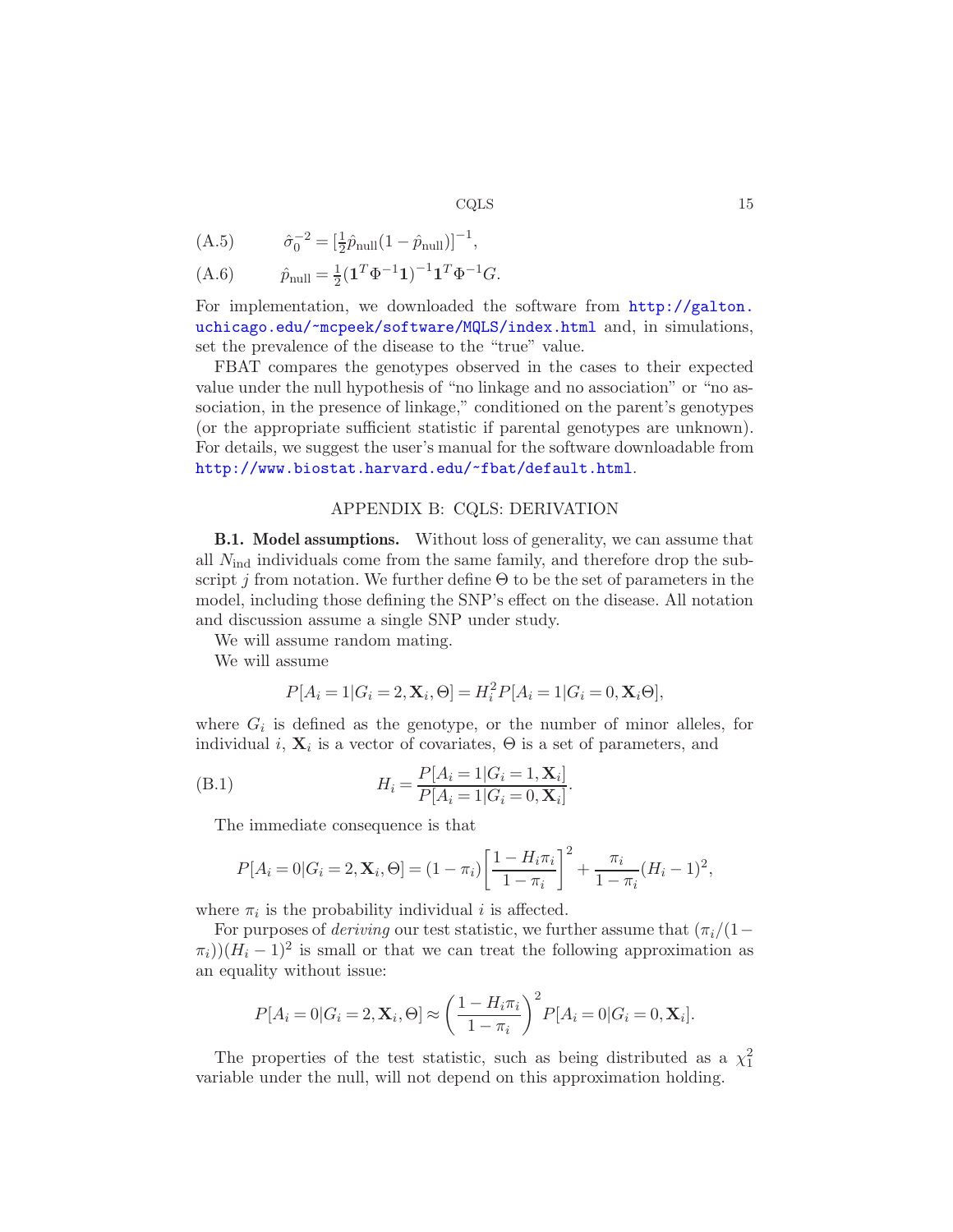(A.5) $$\hat{\sigma}_0^{-2} = [\tfrac{1}{2}\hat{p}_{\text{null}}(1 - \hat{p}_{\text{null}})]^{-1},$$

(A.6) $$\hat{p}_{\text{null}} = \tfrac{1}{2}(\mathbf{1}^T \Phi^{-1} \mathbf{1})^{-1} \mathbf{1}^T \Phi^{-1} G.$$

For implementation, we downloaded the software from http://galton.uchicago.edu/~mcpeek/software/MQLS/index.html and, in simulations, set the prevalence of the disease to the "true" value.

FBAT compares the genotypes observed in the cases to their expected value under the null hypothesis of "no linkage and no association" or "no association, in the presence of linkage," conditioned on the parent's genotypes (or the appropriate sufficient statistic if parental genotypes are unknown). For details, we suggest the user's manual for the software downloadable from http://www.biostat.harvard.edu/~fbat/default.html.

## APPENDIX B: CQLS: DERIVATION

**B.1. Model assumptions.** Without loss of generality, we can assume that all $N_{\text{ind}}$ individuals come from the same family, and therefore drop the subscript $j$ from notation. We further define $\Theta$ to be the set of parameters in the model, including those defining the SNP's effect on the disease. All notation and discussion assume a single SNP under study.

We will assume random mating.

We will assume

$$P[A_i = 1 | G_i = 2, \mathbf{X}_i, \Theta] = H_i^2 P[A_i = 1 | G_i = 0, \mathbf{X}_i \Theta],$$

where $G_i$ is defined as the genotype, or the number of minor alleles, for individual $i$, $\mathbf{X}_i$ is a vector of covariates, $\Theta$ is a set of parameters, and

(B.1) $$H_i = \frac{P[A_i = 1 | G_i = 1, \mathbf{X}_i]}{P[A_i = 1 | G_i = 0, \mathbf{X}_i]}.$$

The immediate consequence is that

$$P[A_i = 0 | G_i = 2, \mathbf{X}_i, \Theta] = (1 - \pi_i)\left[\frac{1 - H_i \pi_i}{1 - \pi_i}\right]^2 + \frac{\pi_i}{1 - \pi_i}(H_i - 1)^2,$$

where $\pi_i$ is the probability individual $i$ is affected.

For purposes of *deriving* our test statistic, we further assume that $(\pi_i/(1 - \pi_i))(H_i - 1)^2$ is small or that we can treat the following approximation as an equality without issue:

$$P[A_i = 0 | G_i = 2, \mathbf{X}_i, \Theta] \approx \left(\frac{1 - H_i \pi_i}{1 - \pi_i}\right)^2 P[A_i = 0 | G_i = 0, \mathbf{X}_i].$$

The properties of the test statistic, such as being distributed as a $\chi_1^2$ variable under the null, will not depend on this approximation holding.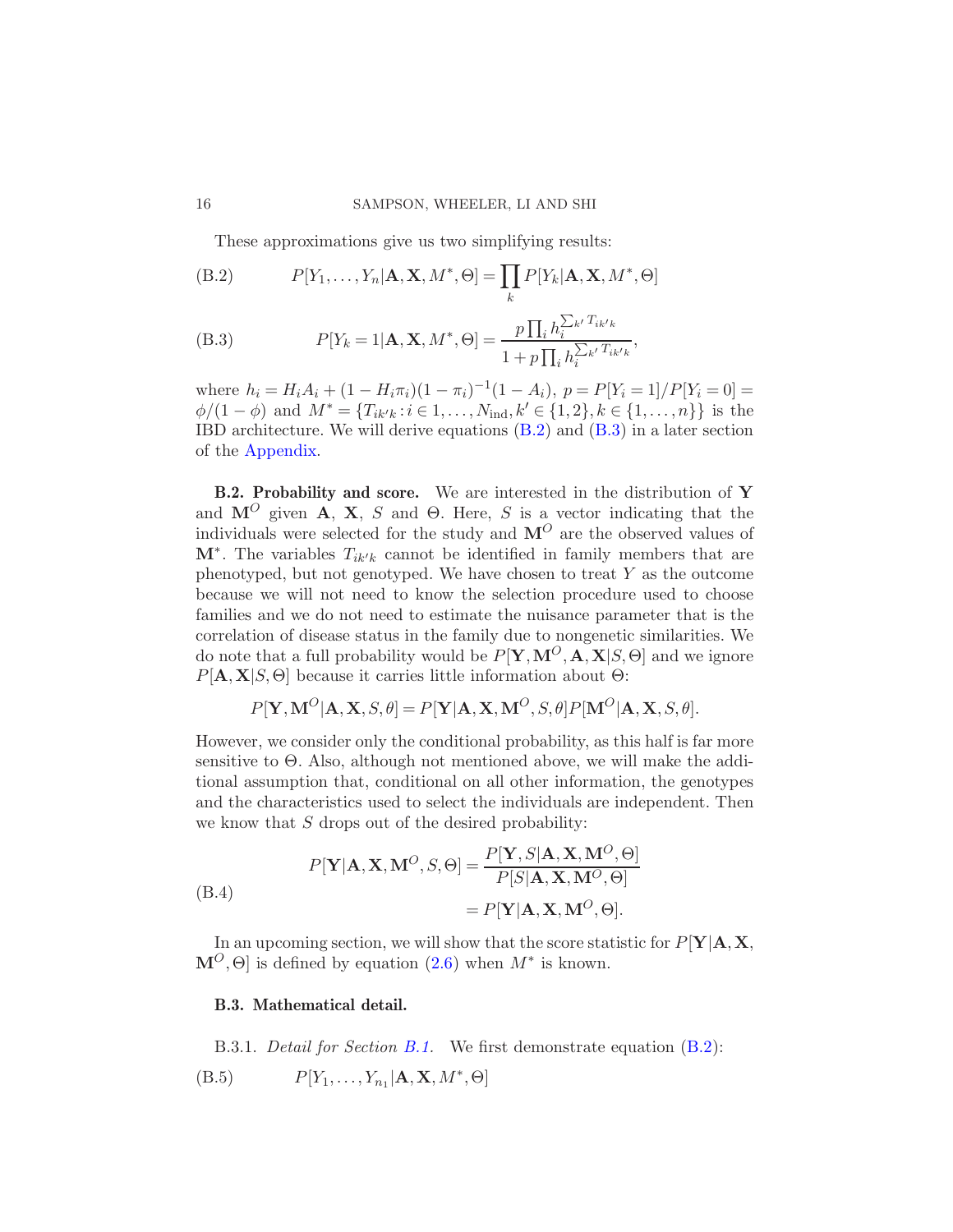These approximations give us two simplifying results:

$$P[Y_1, \ldots, Y_n | \mathbf{A}, \mathbf{X}, M^*, \Theta] = \prod_k P[Y_k | \mathbf{A}, \mathbf{X}, M^*, \Theta] \tag{B.2}$$

$$P[Y_k = 1 | \mathbf{A}, \mathbf{X}, M^*, \Theta] = \frac{p \prod_i h_i^{\sum_{k'} T_{ik'k}}}{1 + p \prod_i h_i^{\sum_{k'} T_{ik'k}}}, \tag{B.3}$$

where $h_i = H_i A_i + (1 - H_i \pi_i)(1 - \pi_i)^{-1}(1 - A_i)$, $p = P[Y_i = 1]/P[Y_i = 0] = \phi/(1 - \phi)$ and $M^* = \{T_{ik'k} : i \in 1, \ldots, N_{\text{ind}}, k' \in \{1, 2\}, k \in \{1, \ldots, n\}\}$ is the IBD architecture. We will derive equations (B.2) and (B.3) in a later section of the Appendix.

**B.2. Probability and score.** We are interested in the distribution of $\mathbf{Y}$ and $\mathbf{M}^O$ given $\mathbf{A}$, $\mathbf{X}$, $S$ and $\Theta$. Here, $S$ is a vector indicating that the individuals were selected for the study and $\mathbf{M}^O$ are the observed values of $\mathbf{M}^*$. The variables $T_{ik'k}$ cannot be identified in family members that are phenotyped, but not genotyped. We have chosen to treat $Y$ as the outcome because we will not need to know the selection procedure used to choose families and we do not need to estimate the nuisance parameter that is the correlation of disease status in the family due to nongenetic similarities. We do note that a full probability would be $P[\mathbf{Y}, \mathbf{M}^O, \mathbf{A}, \mathbf{X} | S, \Theta]$ and we ignore $P[\mathbf{A}, \mathbf{X} | S, \Theta]$ because it carries little information about $\Theta$:

$$P[\mathbf{Y}, \mathbf{M}^O | \mathbf{A}, \mathbf{X}, S, \theta] = P[\mathbf{Y} | \mathbf{A}, \mathbf{X}, \mathbf{M}^O, S, \theta] P[\mathbf{M}^O | \mathbf{A}, \mathbf{X}, S, \theta].$$

However, we consider only the conditional probability, as this half is far more sensitive to $\Theta$. Also, although not mentioned above, we will make the additional assumption that, conditional on all other information, the genotypes and the characteristics used to select the individuals are independent. Then we know that $S$ drops out of the desired probability:

$$\begin{aligned} P[\mathbf{Y} | \mathbf{A}, \mathbf{X}, \mathbf{M}^O, S, \Theta] &= \frac{P[\mathbf{Y}, S | \mathbf{A}, \mathbf{X}, \mathbf{M}^O, \Theta]}{P[S | \mathbf{A}, \mathbf{X}, \mathbf{M}^O, \Theta]} \\ &= P[\mathbf{Y} | \mathbf{A}, \mathbf{X}, \mathbf{M}^O, \Theta]. \end{aligned} \tag{B.4}$$

In an upcoming section, we will show that the score statistic for $P[\mathbf{Y} | \mathbf{A}, \mathbf{X}, \mathbf{M}^O, \Theta]$ is defined by equation (2.6) when $M^*$ is known.

**B.3. Mathematical detail.**

B.3.1. *Detail for Section B.1.* We first demonstrate equation (B.2):

$$P[Y_1, \ldots, Y_{n_1} | \mathbf{A}, \mathbf{X}, M^*, \Theta] \tag{B.5}$$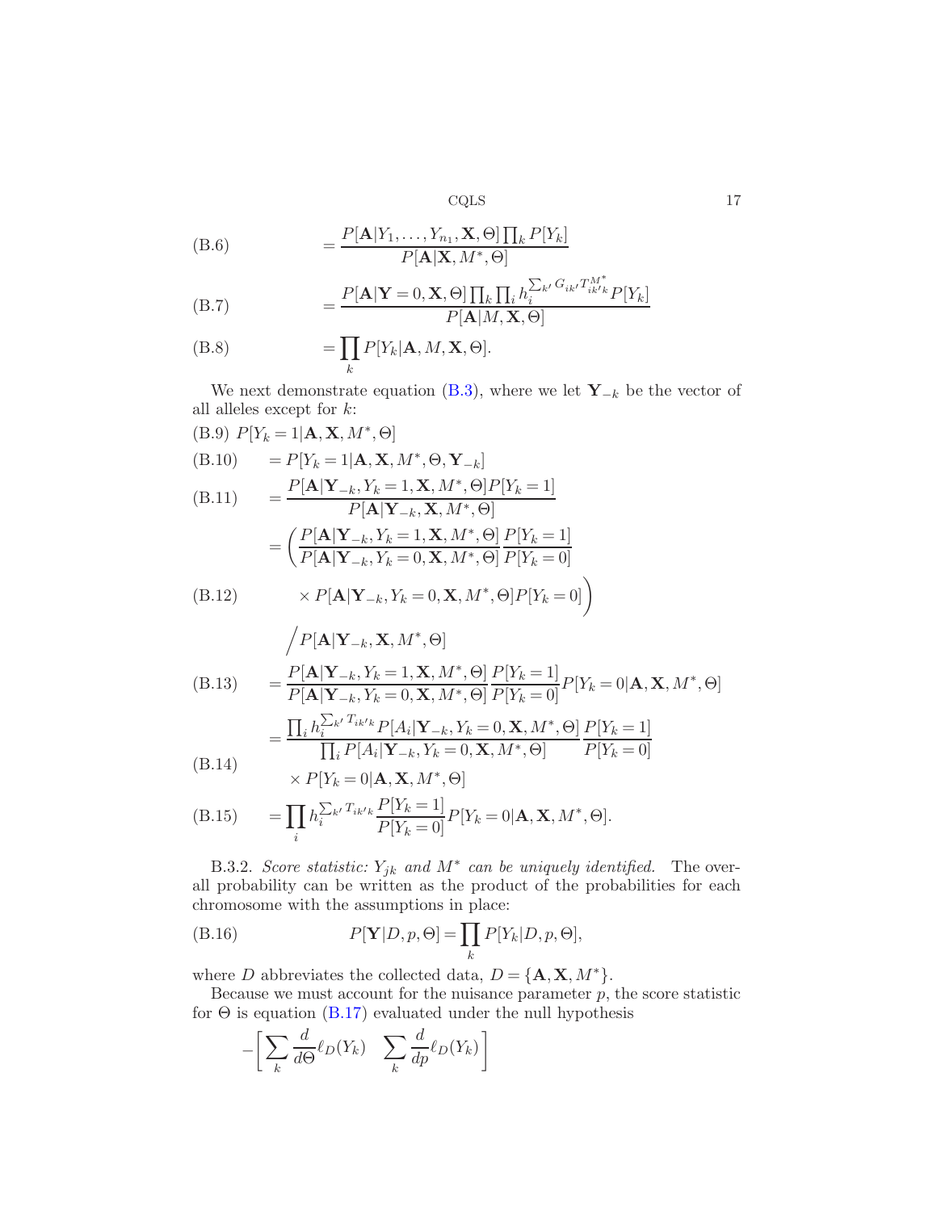$$= \frac{P[\mathbf{A}|Y_1, \ldots, Y_{n_1}, \mathbf{X}, \Theta] \prod_k P[Y_k]}{P[\mathbf{A}|\mathbf{X}, M^*, \Theta]} \tag{B.6}$$

$$= \frac{P[\mathbf{A}|\mathbf{Y}=0, \mathbf{X}, \Theta] \prod_k \prod_i h_i^{\sum_{k'} G_{ik'} T_{ik'k}^{M^*}} P[Y_k]}{P[\mathbf{A}|M, \mathbf{X}, \Theta]} \tag{B.7}$$

$$= \prod_k P[Y_k|\mathbf{A}, M, \mathbf{X}, \Theta]. \tag{B.8}$$

We next demonstrate equation (B.3), where we let $\mathbf{Y}_{-k}$ be the vector of all alleles except for $k$:

$$P[Y_k = 1|\mathbf{A}, \mathbf{X}, M^*, \Theta] \tag{B.9}$$

$$= P[Y_k = 1|\mathbf{A}, \mathbf{X}, M^*, \Theta, \mathbf{Y}_{-k}] \tag{B.10}$$

$$= \frac{P[\mathbf{A}|\mathbf{Y}_{-k}, Y_k = 1, \mathbf{X}, M^*, \Theta] P[Y_k = 1]}{P[\mathbf{A}|\mathbf{Y}_{-k}, \mathbf{X}, M^*, \Theta]} \tag{B.11}$$

$$\begin{aligned} &= \bigg( \frac{P[\mathbf{A}|\mathbf{Y}_{-k}, Y_k = 1, \mathbf{X}, M^*, \Theta]}{P[\mathbf{A}|\mathbf{Y}_{-k}, Y_k = 0, \mathbf{X}, M^*, \Theta]} \frac{P[Y_k = 1]}{P[Y_k = 0]} \\ &\qquad \times P[\mathbf{A}|\mathbf{Y}_{-k}, Y_k = 0, \mathbf{X}, M^*, \Theta] P[Y_k = 0] \bigg) \\ &\qquad \bigg/ P[\mathbf{A}|\mathbf{Y}_{-k}, \mathbf{X}, M^*, \Theta] \end{aligned} \tag{B.12}$$

$$= \frac{P[\mathbf{A}|\mathbf{Y}_{-k}, Y_k = 1, \mathbf{X}, M^*, \Theta]}{P[\mathbf{A}|\mathbf{Y}_{-k}, Y_k = 0, \mathbf{X}, M^*, \Theta]} \frac{P[Y_k = 1]}{P[Y_k = 0]} P[Y_k = 0|\mathbf{A}, \mathbf{X}, M^*, \Theta] \tag{B.13}$$

$$\begin{aligned} &= \frac{\prod_i h_i^{\sum_{k'} T_{ik'k}} P[A_i|\mathbf{Y}_{-k}, Y_k = 0, \mathbf{X}, M^*, \Theta]}{\prod_i P[A_i|\mathbf{Y}_{-k}, Y_k = 0, \mathbf{X}, M^*, \Theta]} \frac{P[Y_k = 1]}{P[Y_k = 0]} \\ &\qquad \times P[Y_k = 0|\mathbf{A}, \mathbf{X}, M^*, \Theta] \end{aligned} \tag{B.14}$$

$$= \prod_i h_i^{\sum_{k'} T_{ik'k}} \frac{P[Y_k = 1]}{P[Y_k = 0]} P[Y_k = 0|\mathbf{A}, \mathbf{X}, M^*, \Theta]. \tag{B.15}$$

B.3.2. *Score statistic: $Y_{jk}$ and $M^*$ can be uniquely identified.* The overall probability can be written as the product of the probabilities for each chromosome with the assumptions in place:

$$P[\mathbf{Y}|D, p, \Theta] = \prod_k P[Y_k|D, p, \Theta], \tag{B.16}$$

where $D$ abbreviates the collected data, $D = \{\mathbf{A}, \mathbf{X}, M^*\}$.

Because we must account for the nuisance parameter $p$, the score statistic for $\Theta$ is equation (B.17) evaluated under the null hypothesis

$$-\bigg[ \sum_k \frac{d}{d\Theta} \ell_D(Y_k) \quad \sum_k \frac{d}{dp} \ell_D(Y_k) \bigg]$$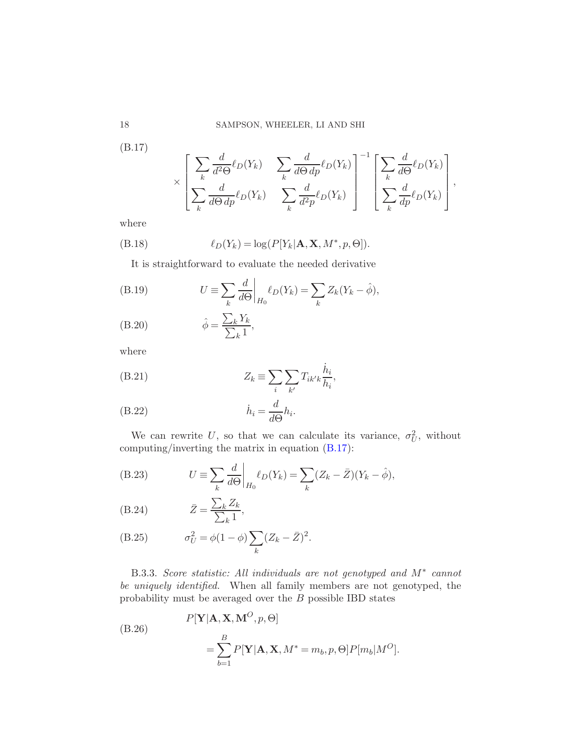(B.17)

$$\times \begin{bmatrix} \sum_k \frac{d}{d^2\Theta}\ell_D(Y_k) & \sum_k \frac{d}{d\Theta\, dp}\ell_D(Y_k) \\ \sum_k \frac{d}{d\Theta\, dp}\ell_D(Y_k) & \sum_k \frac{d}{d^2 p}\ell_D(Y_k) \end{bmatrix}^{-1} \begin{bmatrix} \sum_k \frac{d}{d\Theta}\ell_D(Y_k) \\ \sum_k \frac{d}{dp}\ell_D(Y_k) \end{bmatrix},$$

where

$$\ell_D(Y_k) = \log(P[Y_k|\mathbf{A}, \mathbf{X}, M^*, p, \Theta]). \tag{B.18}$$

It is straightforward to evaluate the needed derivative

$$U \equiv \sum_k \frac{d}{d\Theta}\bigg|_{H_0} \ell_D(Y_k) = \sum_k Z_k(Y_k - \hat{\phi}), \tag{B.19}$$

$$\hat{\phi} = \frac{\sum_k Y_k}{\sum_k 1}, \tag{B.20}$$

where

$$Z_k \equiv \sum_i \sum_{k'} T_{ik'k} \frac{\dot{h}_i}{h_i}, \tag{B.21}$$

$$\dot{h}_i = \frac{d}{d\Theta} h_i. \tag{B.22}$$

We can rewrite $U$, so that we can calculate its variance, $\sigma_U^2$, without computing/inverting the matrix in equation (B.17):

$$U \equiv \sum_k \frac{d}{d\Theta}\bigg|_{H_0} \ell_D(Y_k) = \sum_k (Z_k - \bar{Z})(Y_k - \hat{\phi}), \tag{B.23}$$

$$\bar{Z} = \frac{\sum_k Z_k}{\sum_k 1}, \tag{B.24}$$

$$\sigma_U^2 = \phi(1-\phi)\sum_k (Z_k - \bar{Z})^2. \tag{B.25}$$

B.3.3. *Score statistic: All individuals are not genotyped and $M^*$ cannot be uniquely identified.* When all family members are not genotyped, the probability must be averaged over the $B$ possible IBD states

$$\begin{aligned} &P[\mathbf{Y}|\mathbf{A}, \mathbf{X}, \mathbf{M}^O, p, \Theta] \\ &\qquad = \sum_{b=1}^{B} P[\mathbf{Y}|\mathbf{A}, \mathbf{X}, M^* = m_b, p, \Theta] P[m_b|M^O]. \end{aligned} \tag{B.26}$$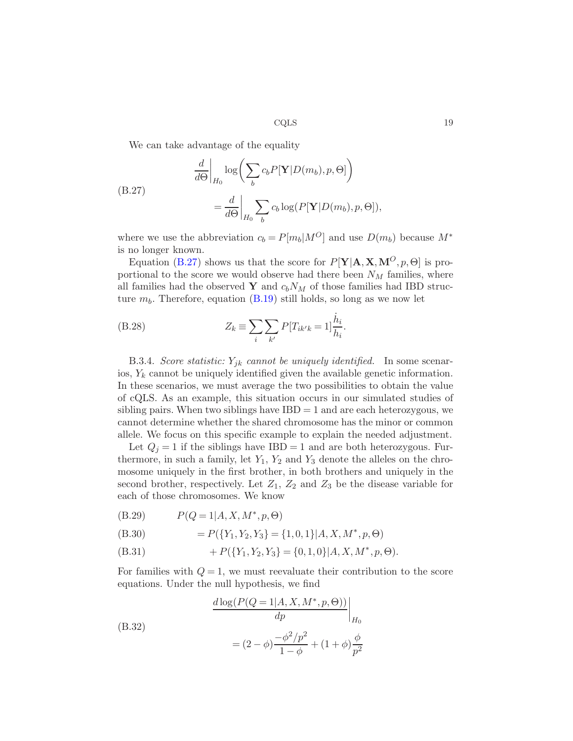We can take advantage of the equality

$$
\text{(B.27)} \qquad \begin{aligned} &\left.\frac{d}{d\Theta}\right|_{H_0} \log\left(\sum_b c_b P[\mathbf{Y}|D(m_b), p, \Theta]\right) \\ &\qquad = \left.\frac{d}{d\Theta}\right|_{H_0} \sum_b c_b \log(P[\mathbf{Y}|D(m_b), p, \Theta]), \end{aligned}
$$

where we use the abbreviation $c_b = P[m_b|M^O]$ and use $D(m_b)$ because $M^*$ is no longer known.

Equation (B.27) shows us that the score for $P[\mathbf{Y}|\mathbf{A}, \mathbf{X}, \mathbf{M}^O, p, \Theta]$ is proportional to the score we would observe had there been $N_M$ families, where all families had the observed $\mathbf{Y}$ and $c_b N_M$ of those families had IBD structure $m_b$. Therefore, equation (B.19) still holds, so long as we now let

$$
\text{(B.28)} \qquad Z_k \equiv \sum_i \sum_{k'} P[T_{ik'k} = 1] \frac{\dot{h}_i}{h_i}.
$$

B.3.4. *Score statistic: $Y_{jk}$ cannot be uniquely identified.* In some scenarios, $Y_k$ cannot be uniquely identified given the available genetic information. In these scenarios, we must average the two possibilities to obtain the value of cQLS. As an example, this situation occurs in our simulated studies of sibling pairs. When two siblings have $\text{IBD} = 1$ and are each heterozygous, we cannot determine whether the shared chromosome has the minor or common allele. We focus on this specific example to explain the needed adjustment.

Let $Q_j = 1$ if the siblings have $\text{IBD} = 1$ and are both heterozygous. Furthermore, in such a family, let $Y_1$, $Y_2$ and $Y_3$ denote the alleles on the chromosome uniquely in the first brother, in both brothers and uniquely in the second brother, respectively. Let $Z_1$, $Z_2$ and $Z_3$ be the disease variable for each of those chromosomes. We know

$$
\text{(B.29)} \qquad P(Q = 1|A, X, M^*, p, \Theta)
$$

$$
\text{(B.30)} \qquad = P(\{Y_1, Y_2, Y_3\} = \{1, 0, 1\}|A, X, M^*, p, \Theta)
$$

$$
\text{(B.31)} \qquad + P(\{Y_1, Y_2, Y_3\} = \{0, 1, 0\}|A, X, M^*, p, \Theta).
$$

For families with $Q = 1$, we must reevaluate their contribution to the score equations. Under the null hypothesis, we find

$$
\text{(B.32)} \qquad \begin{aligned} &\left.\frac{d \log(P(Q = 1|A, X, M^*, p, \Theta))}{dp}\right|_{H_0} \\ &\qquad = (2 - \phi)\frac{-\phi^2/p^2}{1 - \phi} + (1 + \phi)\frac{\phi}{p^2} \end{aligned}
$$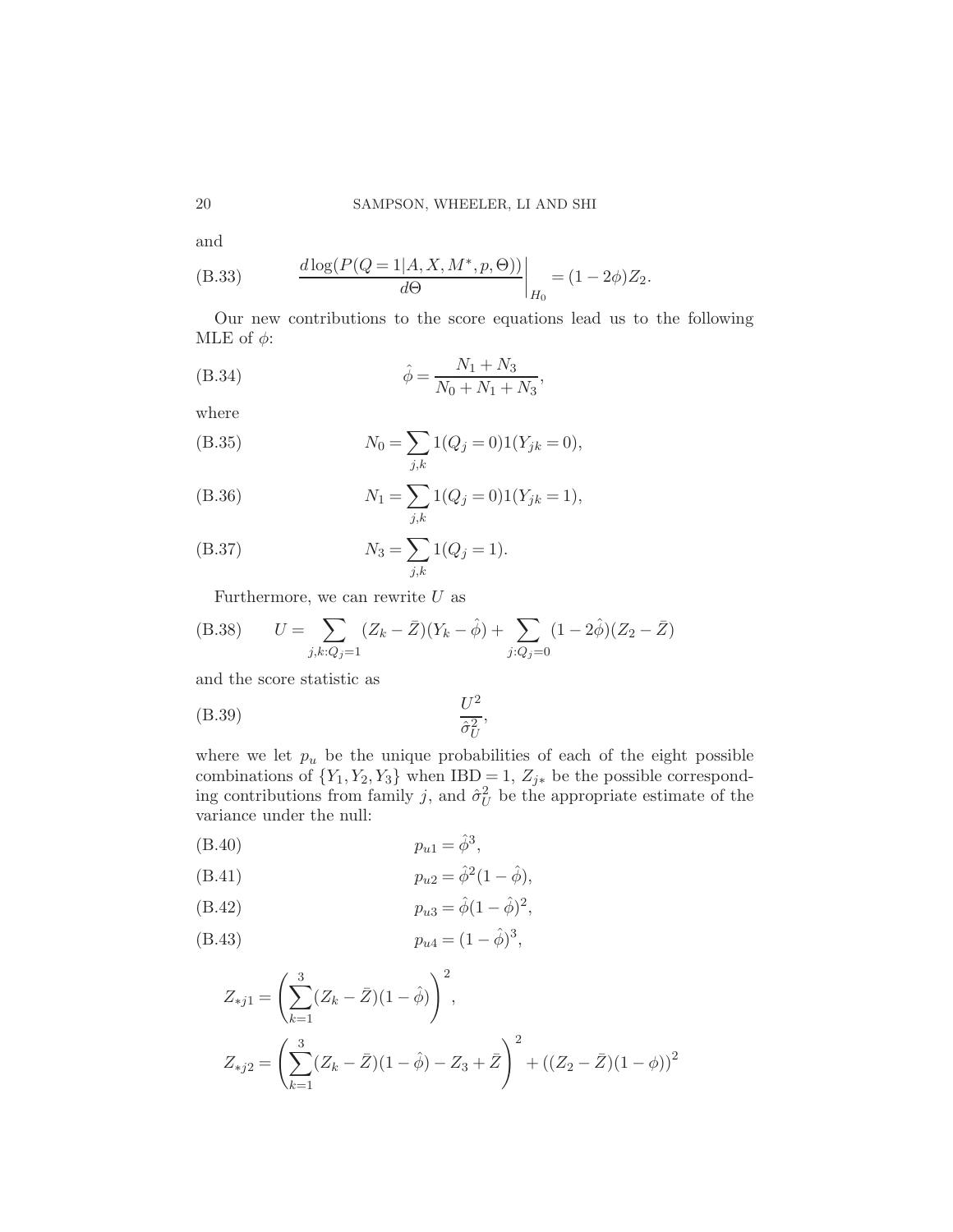and

$$\left.\frac{d\log(P(Q=1|A,X,M^*,p,\Theta))}{d\Theta}\right|_{H_0} = (1-2\phi)Z_2. \tag{B.33}$$

Our new contributions to the score equations lead us to the following MLE of $\phi$:

$$\hat{\phi} = \frac{N_1+N_3}{N_0+N_1+N_3}, \tag{B.34}$$

where

$$N_0 = \sum_{j,k} 1(Q_j=0)1(Y_{jk}=0), \tag{B.35}$$

$$N_1 = \sum_{j,k} 1(Q_j=0)1(Y_{jk}=1), \tag{B.36}$$

$$N_3 = \sum_{j,k} 1(Q_j=1). \tag{B.37}$$

Furthermore, we can rewrite $U$ as

$$U = \sum_{j,k:Q_j=1} (Z_k-\bar{Z})(Y_k-\hat{\phi}) + \sum_{j:Q_j=0} (1-2\hat{\phi})(Z_2-\bar{Z}) \tag{B.38}$$

and the score statistic as

$$\frac{U^2}{\hat{\sigma}_U^2}, \tag{B.39}$$

where we let $p_u$ be the unique probabilities of each of the eight possible combinations of $\{Y_1,Y_2,Y_3\}$ when $\text{IBD}=1$, $Z_{j*}$ be the possible corresponding contributions from family $j$, and $\hat{\sigma}_U^2$ be the appropriate estimate of the variance under the null:

$$p_{u1} = \hat{\phi}^3, \tag{B.40}$$

$$p_{u2} = \hat{\phi}^2(1-\hat{\phi}), \tag{B.41}$$

$$p_{u3} = \hat{\phi}(1-\hat{\phi})^2, \tag{B.42}$$

$$p_{u4} = (1-\hat{\phi})^3, \tag{B.43}$$

$$Z_{*j1} = \left(\sum_{k=1}^{3}(Z_k-\bar{Z})(1-\hat{\phi})\right)^2,$$

$$Z_{*j2} = \left(\sum_{k=1}^{3}(Z_k-\bar{Z})(1-\hat{\phi}) - Z_3 + \bar{Z}\right)^2 + ((Z_2-\bar{Z})(1-\phi))^2$$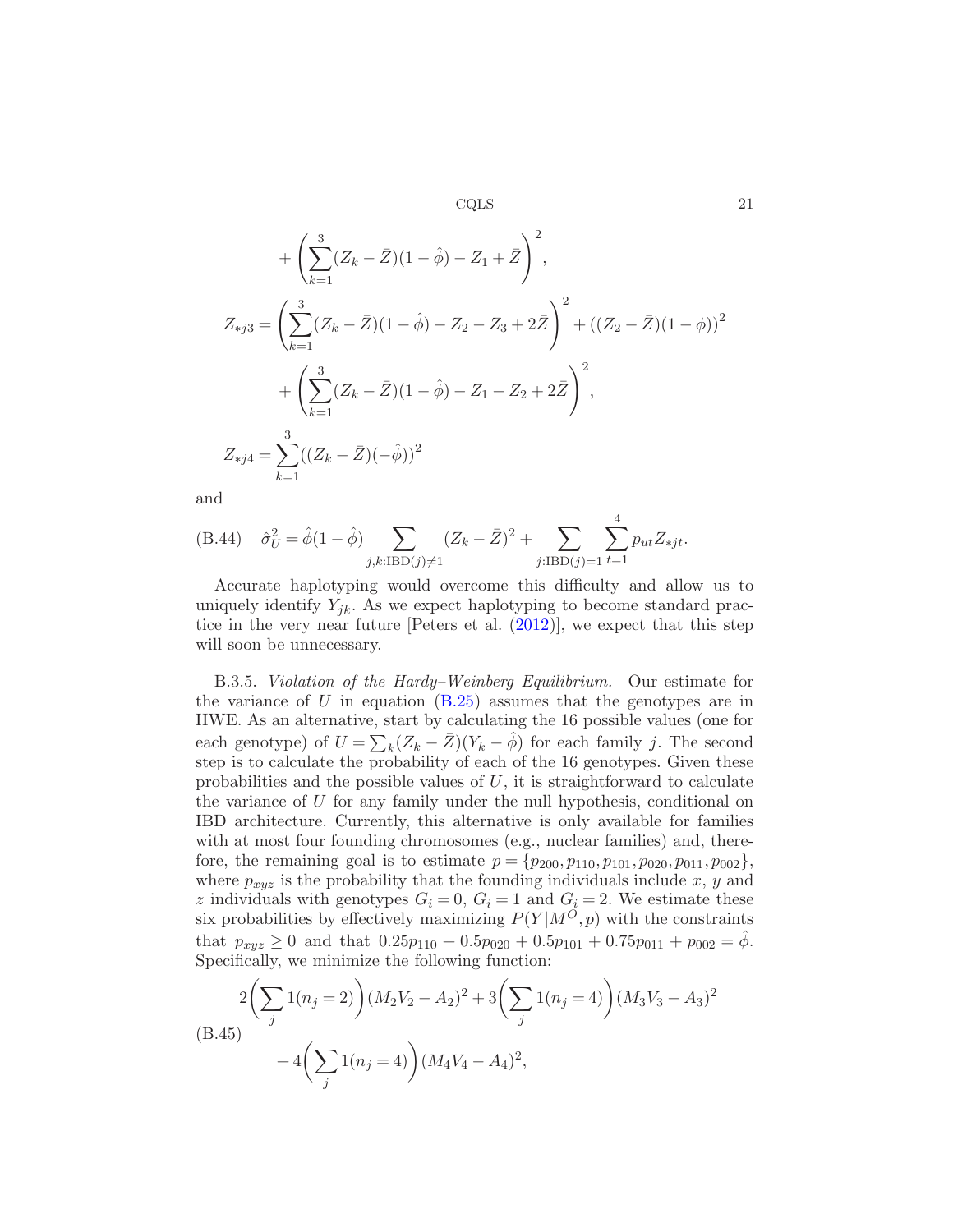$$
+ \left( \sum_{k=1}^{3} (Z_k - \bar{Z})(1 - \hat{\phi}) - Z_1 + \bar{Z} \right)^2,
$$

$$
Z_{*j3} = \left( \sum_{k=1}^{3} (Z_k - \bar{Z})(1 - \hat{\phi}) - Z_2 - Z_3 + 2\bar{Z} \right)^2 + ((Z_2 - \bar{Z})(1 - \phi))^2
$$

$$
+ \left( \sum_{k=1}^{3} (Z_k - \bar{Z})(1 - \hat{\phi}) - Z_1 - Z_2 + 2\bar{Z} \right)^2,
$$

$$
Z_{*j4} = \sum_{k=1}^{3} ((Z_k - \bar{Z})(-\hat{\phi}))^2
$$

and

$$
\text{(B.44)} \quad \hat{\sigma}_U^2 = \hat{\phi}(1 - \hat{\phi}) \sum_{j,k:\mathrm{IBD}(j) \neq 1} (Z_k - \bar{Z})^2 + \sum_{j:\mathrm{IBD}(j)=1} \sum_{t=1}^{4} p_{ut} Z_{*jt}.
$$

Accurate haplotyping would overcome this difficulty and allow us to uniquely identify $Y_{jk}$. As we expect haplotyping to become standard practice in the very near future [Peters et al. (2012)], we expect that this step will soon be unnecessary.

B.3.5. *Violation of the Hardy–Weinberg Equilibrium.* Our estimate for the variance of $U$ in equation (B.25) assumes that the genotypes are in HWE. As an alternative, start by calculating the 16 possible values (one for each genotype) of $U = \sum_k (Z_k - \bar{Z})(Y_k - \hat{\phi})$ for each family $j$. The second step is to calculate the probability of each of the 16 genotypes. Given these probabilities and the possible values of $U$, it is straightforward to calculate the variance of $U$ for any family under the null hypothesis, conditional on IBD architecture. Currently, this alternative is only available for families with at most four founding chromosomes (e.g., nuclear families) and, therefore, the remaining goal is to estimate $p = \{p_{200}, p_{110}, p_{101}, p_{020}, p_{011}, p_{002}\}$, where $p_{xyz}$ is the probability that the founding individuals include $x$, $y$ and $z$ individuals with genotypes $G_i = 0$, $G_i = 1$ and $G_i = 2$. We estimate these six probabilities by effectively maximizing $P(Y|M^O, p)$ with the constraints that $p_{xyz} \geq 0$ and that $0.25p_{110} + 0.5p_{020} + 0.5p_{101} + 0.75p_{011} + p_{002} = \hat{\phi}$. Specifically, we minimize the following function:

$$
\begin{aligned}
&2\left( \sum_j 1(n_j = 2) \right) (M_2 V_2 - A_2)^2 + 3\left( \sum_j 1(n_j = 4) \right) (M_3 V_3 - A_3)^2 \\
\text{(B.45)} \quad & \\
&+ 4\left( \sum_j 1(n_j = 4) \right) (M_4 V_4 - A_4)^2,
\end{aligned}
$$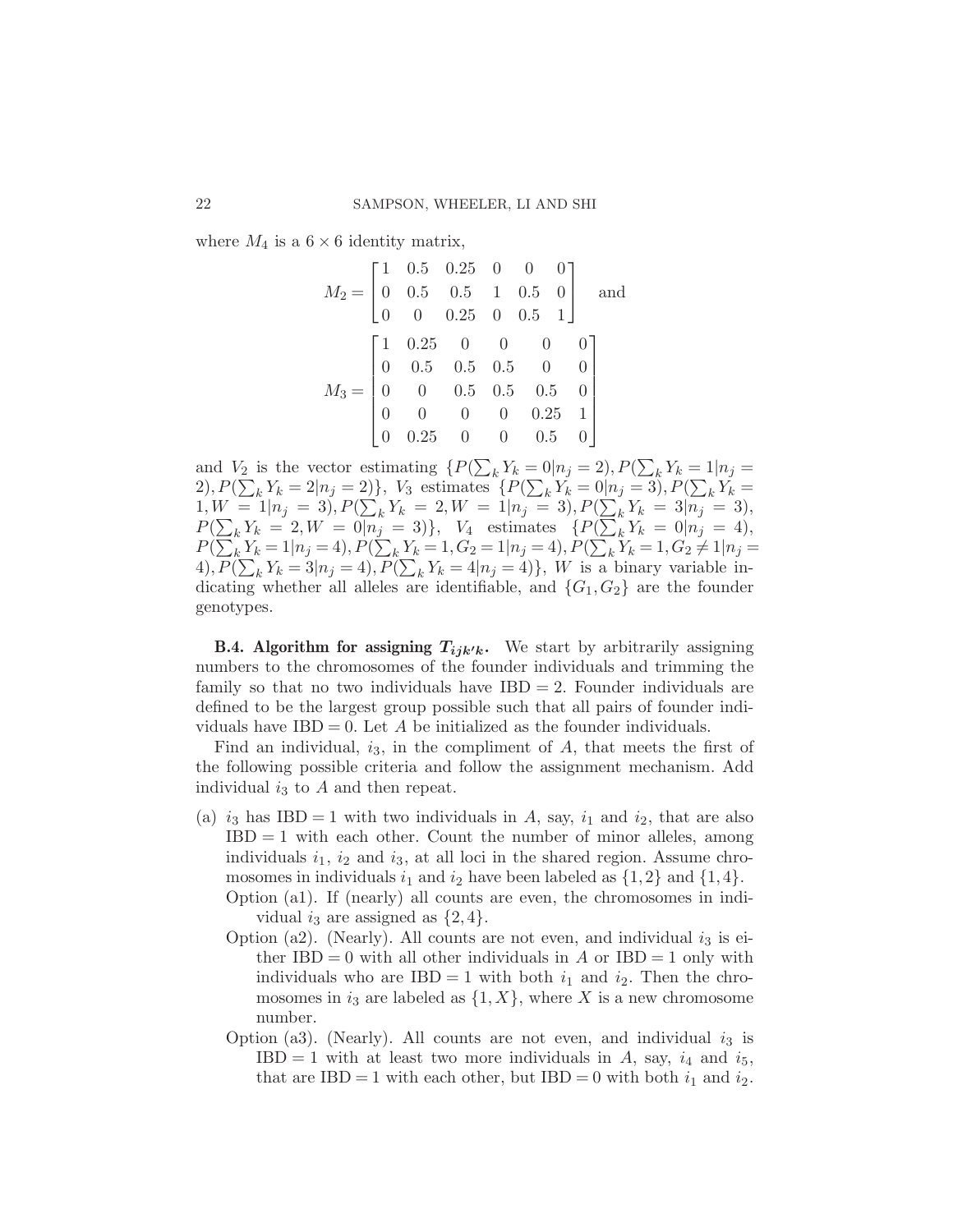where $M_4$ is a $6 \times 6$ identity matrix,

$$M_2 = \begin{bmatrix} 1 & 0.5 & 0.25 & 0 & 0 & 0 \\ 0 & 0.5 & 0.5 & 1 & 0.5 & 0 \\ 0 & 0 & 0.25 & 0 & 0.5 & 1 \end{bmatrix} \quad \text{and}$$

$$M_3 = \begin{bmatrix} 1 & 0.25 & 0 & 0 & 0 & 0 \\ 0 & 0.5 & 0.5 & 0.5 & 0 & 0 \\ 0 & 0 & 0.5 & 0.5 & 0.5 & 0 \\ 0 & 0 & 0 & 0 & 0.25 & 1 \\ 0 & 0.25 & 0 & 0 & 0.5 & 0 \end{bmatrix}$$

and $V_2$ is the vector estimating $\{P(\sum_k Y_k = 0|n_j = 2), P(\sum_k Y_k = 1|n_j = 2), P(\sum_k Y_k = 2|n_j = 2)\}$, $V_3$ estimates $\{P(\sum_k Y_k = 0|n_j = 3), P(\sum_k Y_k = 1, W = 1|n_j = 3), P(\sum_k Y_k = 2, W = 1|n_j = 3), P(\sum_k Y_k = 3|n_j = 3), P(\sum_k Y_k = 2, W = 0|n_j = 3)\}$, $V_4$ estimates $\{P(\sum_k Y_k = 0|n_j = 4), P(\sum_k Y_k = 1|n_j = 4), P(\sum_k Y_k = 1, G_2 = 1|n_j = 4), P(\sum_k Y_k = 1, G_2 \neq 1|n_j = 4), P(\sum_k Y_k = 3|n_j = 4), P(\sum_k Y_k = 4|n_j = 4)\}$, $W$ is a binary variable indicating whether all alleles are identifiable, and $\{G_1, G_2\}$ are the founder genotypes.

**B.4. Algorithm for assigning $T_{ijk'k}$.** We start by arbitrarily assigning numbers to the chromosomes of the founder individuals and trimming the family so that no two individuals have IBD $= 2$. Founder individuals are defined to be the largest group possible such that all pairs of founder individuals have IBD $= 0$. Let $A$ be initialized as the founder individuals.

Find an individual, $i_3$, in the compliment of $A$, that meets the first of the following possible criteria and follow the assignment mechanism. Add individual $i_3$ to $A$ and then repeat.

(a) $i_3$ has IBD $= 1$ with two individuals in $A$, say, $i_1$ and $i_2$, that are also IBD $= 1$ with each other. Count the number of minor alleles, among individuals $i_1$, $i_2$ and $i_3$, at all loci in the shared region. Assume chromosomes in individuals $i_1$ and $i_2$ have been labeled as $\{1, 2\}$ and $\{1, 4\}$.

  Option (a1). If (nearly) all counts are even, the chromosomes in individual $i_3$ are assigned as $\{2, 4\}$.

  Option (a2). (Nearly). All counts are not even, and individual $i_3$ is either IBD $= 0$ with all other individuals in $A$ or IBD $= 1$ only with individuals who are IBD $= 1$ with both $i_1$ and $i_2$. Then the chromosomes in $i_3$ are labeled as $\{1, X\}$, where $X$ is a new chromosome number.

  Option (a3). (Nearly). All counts are not even, and individual $i_3$ is IBD $= 1$ with at least two more individuals in $A$, say, $i_4$ and $i_5$, that are IBD $= 1$ with each other, but IBD $= 0$ with both $i_1$ and $i_2$.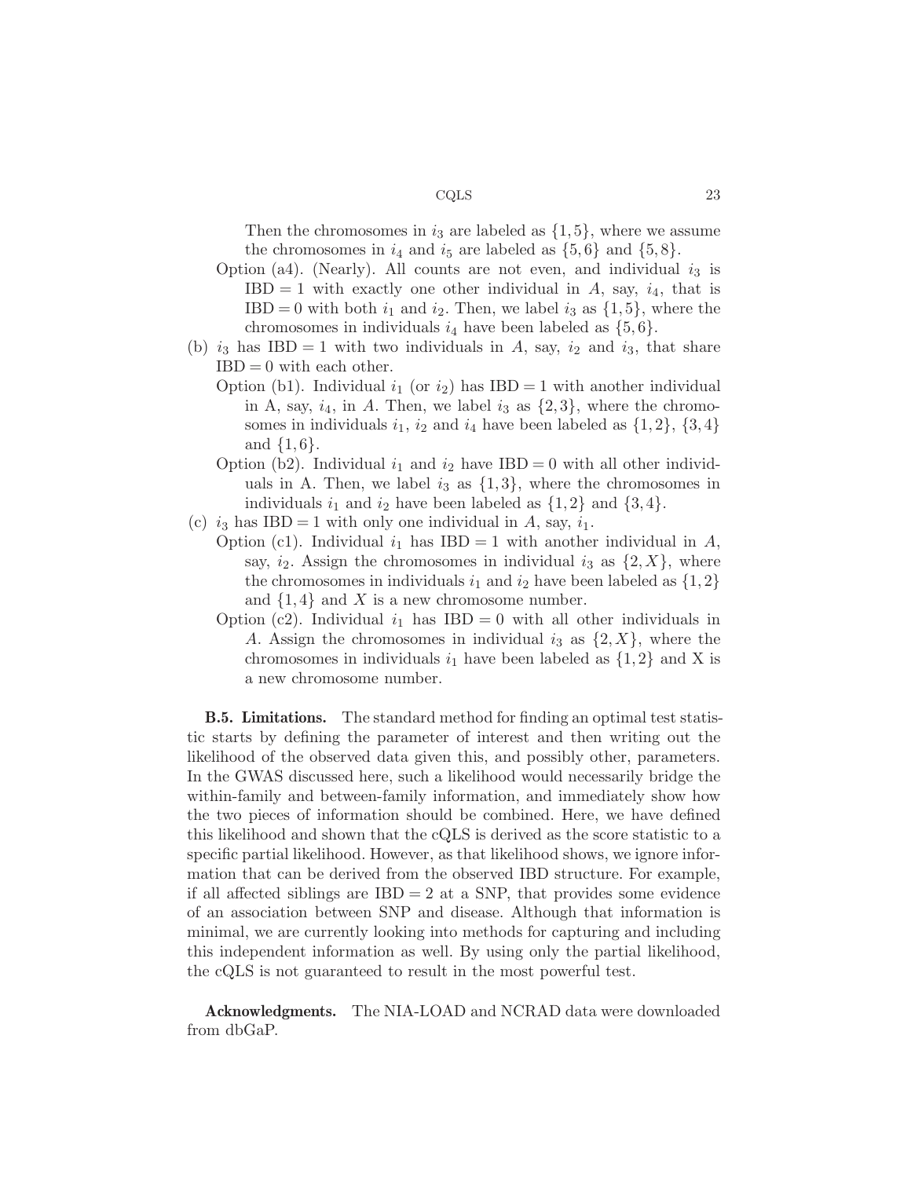Then the chromosomes in $i_3$ are labeled as $\{1, 5\}$, where we assume the chromosomes in $i_4$ and $i_5$ are labeled as $\{5, 6\}$ and $\{5, 8\}$.

Option (a4). (Nearly). All counts are not even, and individual $i_3$ is $\text{IBD} = 1$ with exactly one other individual in $A$, say, $i_4$, that is $\text{IBD} = 0$ with both $i_1$ and $i_2$. Then, we label $i_3$ as $\{1, 5\}$, where the chromosomes in individuals $i_4$ have been labeled as $\{5, 6\}$.

(b) $i_3$ has $\text{IBD} = 1$ with two individuals in $A$, say, $i_2$ and $i_3$, that share $\text{IBD} = 0$ with each other.

Option (b1). Individual $i_1$ (or $i_2$) has $\text{IBD} = 1$ with another individual in A, say, $i_4$, in $A$. Then, we label $i_3$ as $\{2, 3\}$, where the chromosomes in individuals $i_1$, $i_2$ and $i_4$ have been labeled as $\{1, 2\}$, $\{3, 4\}$ and $\{1, 6\}$.

Option (b2). Individual $i_1$ and $i_2$ have $\text{IBD} = 0$ with all other individuals in A. Then, we label $i_3$ as $\{1, 3\}$, where the chromosomes in individuals $i_1$ and $i_2$ have been labeled as $\{1, 2\}$ and $\{3, 4\}$.

(c) $i_3$ has $\text{IBD} = 1$ with only one individual in $A$, say, $i_1$.

Option (c1). Individual $i_1$ has $\text{IBD} = 1$ with another individual in $A$, say, $i_2$. Assign the chromosomes in individual $i_3$ as $\{2, X\}$, where the chromosomes in individuals $i_1$ and $i_2$ have been labeled as $\{1, 2\}$ and $\{1, 4\}$ and $X$ is a new chromosome number.

Option (c2). Individual $i_1$ has $\text{IBD} = 0$ with all other individuals in $A$. Assign the chromosomes in individual $i_3$ as $\{2, X\}$, where the chromosomes in individuals $i_1$ have been labeled as $\{1, 2\}$ and X is a new chromosome number.

**B.5. Limitations.** The standard method for finding an optimal test statistic starts by defining the parameter of interest and then writing out the likelihood of the observed data given this, and possibly other, parameters. In the GWAS discussed here, such a likelihood would necessarily bridge the within-family and between-family information, and immediately show how the two pieces of information should be combined. Here, we have defined this likelihood and shown that the cQLS is derived as the score statistic to a specific partial likelihood. However, as that likelihood shows, we ignore information that can be derived from the observed IBD structure. For example, if all affected siblings are $\text{IBD} = 2$ at a SNP, that provides some evidence of an association between SNP and disease. Although that information is minimal, we are currently looking into methods for capturing and including this independent information as well. By using only the partial likelihood, the cQLS is not guaranteed to result in the most powerful test.

**Acknowledgments.** The NIA-LOAD and NCRAD data were downloaded from dbGaP.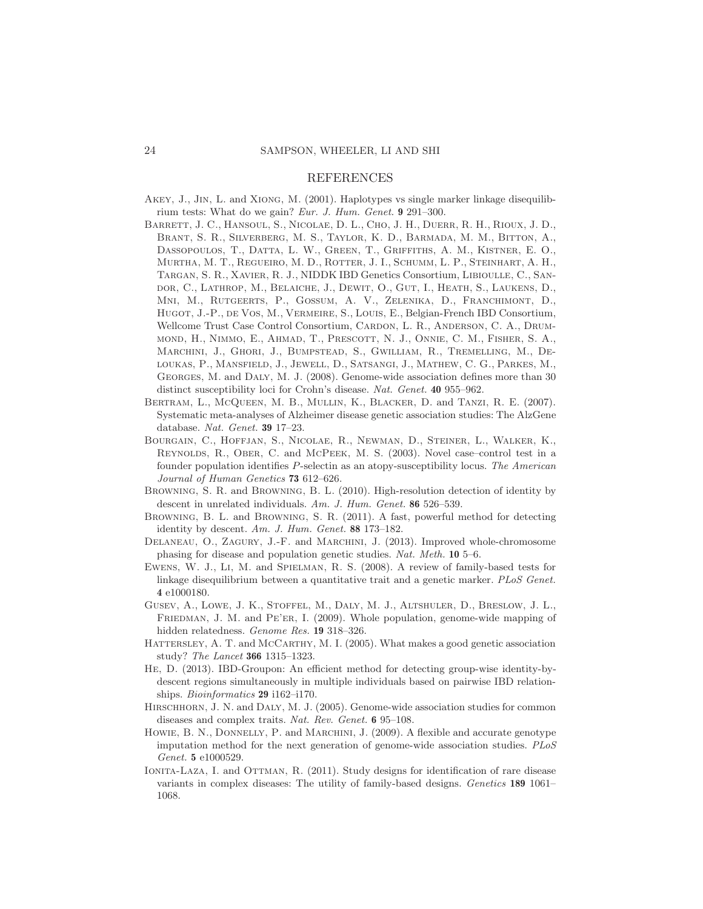## REFERENCES

Akey, J., Jin, L. and Xiong, M. (2001). Haplotypes vs single marker linkage disequilibrium tests: What do we gain? *Eur. J. Hum. Genet.* **9** 291–300.

Barrett, J. C., Hansoul, S., Nicolae, D. L., Cho, J. H., Duerr, R. H., Rioux, J. D., Brant, S. R., Silverberg, M. S., Taylor, K. D., Barmada, M. M., Bitton, A., Dassopoulos, T., Datta, L. W., Green, T., Griffiths, A. M., Kistner, E. O., Murtha, M. T., Regueiro, M. D., Rotter, J. I., Schumm, L. P., Steinhart, A. H., Targan, S. R., Xavier, R. J., NIDDK IBD Genetics Consortium, Libioulle, C., Sandor, C., Lathrop, M., Belaiche, J., Dewit, O., Gut, I., Heath, S., Laukens, D., Mni, M., Rutgeerts, P., Gossum, A. V., Zelenika, D., Franchimont, D., Hugot, J.-P., de Vos, M., Vermeire, S., Louis, E., Belgian-French IBD Consortium, Wellcome Trust Case Control Consortium, Cardon, L. R., Anderson, C. A., Drummond, H., Nimmo, E., Ahmad, T., Prescott, N. J., Onnie, C. M., Fisher, S. A., Marchini, J., Ghori, J., Bumpstead, S., Gwilliam, R., Tremelling, M., Deloukas, P., Mansfield, J., Jewell, D., Satsangi, J., Mathew, C. G., Parkes, M., Georges, M. and Daly, M. J. (2008). Genome-wide association defines more than 30 distinct susceptibility loci for Crohn's disease. *Nat. Genet.* **40** 955–962.

Bertram, L., McQueen, M. B., Mullin, K., Blacker, D. and Tanzi, R. E. (2007). Systematic meta-analyses of Alzheimer disease genetic association studies: The AlzGene database. *Nat. Genet.* **39** 17–23.

Bourgain, C., Hoffjan, S., Nicolae, R., Newman, D., Steiner, L., Walker, K., Reynolds, R., Ober, C. and McPeek, M. S. (2003). Novel case–control test in a founder population identifies *P*-selectin as an atopy-susceptibility locus. *The American Journal of Human Genetics* **73** 612–626.

Browning, S. R. and Browning, B. L. (2010). High-resolution detection of identity by descent in unrelated individuals. *Am. J. Hum. Genet.* **86** 526–539.

Browning, B. L. and Browning, S. R. (2011). A fast, powerful method for detecting identity by descent. *Am. J. Hum. Genet.* **88** 173–182.

Delaneau, O., Zagury, J.-F. and Marchini, J. (2013). Improved whole-chromosome phasing for disease and population genetic studies. *Nat. Meth.* **10** 5–6.

Ewens, W. J., Li, M. and Spielman, R. S. (2008). A review of family-based tests for linkage disequilibrium between a quantitative trait and a genetic marker. *PLoS Genet.* **4** e1000180.

Gusev, A., Lowe, J. K., Stoffel, M., Daly, M. J., Altshuler, D., Breslow, J. L., Friedman, J. M. and Pe'er, I. (2009). Whole population, genome-wide mapping of hidden relatedness. *Genome Res.* **19** 318–326.

Hattersley, A. T. and McCarthy, M. I. (2005). What makes a good genetic association study? *The Lancet* **366** 1315–1323.

He, D. (2013). IBD-Groupon: An efficient method for detecting group-wise identity-by-descent regions simultaneously in multiple individuals based on pairwise IBD relationships. *Bioinformatics* **29** i162–i170.

Hirschhorn, J. N. and Daly, M. J. (2005). Genome-wide association studies for common diseases and complex traits. *Nat. Rev. Genet.* **6** 95–108.

Howie, B. N., Donnelly, P. and Marchini, J. (2009). A flexible and accurate genotype imputation method for the next generation of genome-wide association studies. *PLoS Genet.* **5** e1000529.

Ionita-Laza, I. and Ottman, R. (2011). Study designs for identification of rare disease variants in complex diseases: The utility of family-based designs. *Genetics* **189** 1061–1068.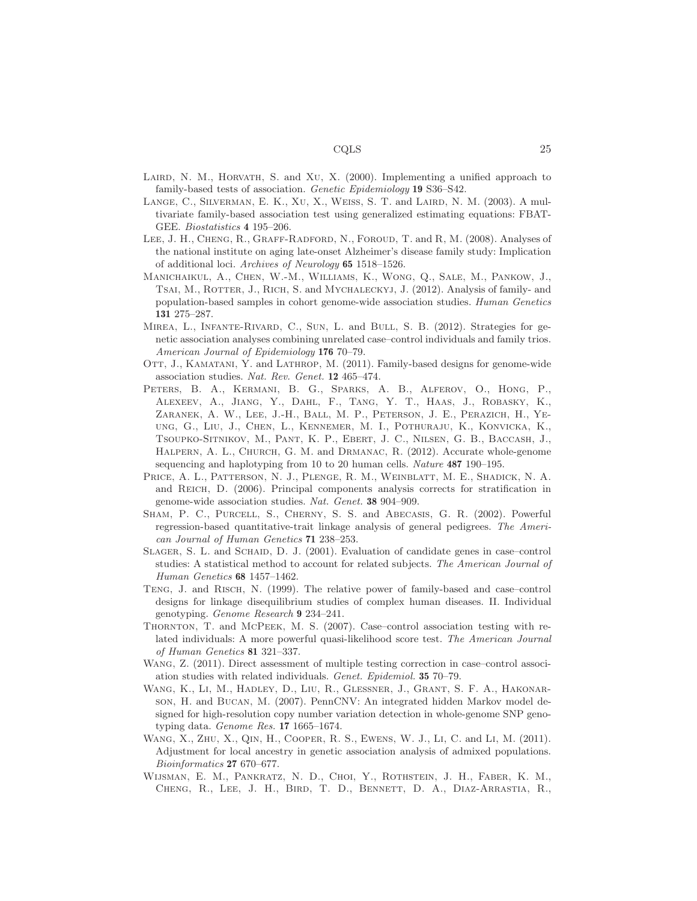Laird, N. M., Horvath, S. and Xu, X. (2000). Implementing a unified approach to family-based tests of association. *Genetic Epidemiology* **19** S36–S42.

Lange, C., Silverman, E. K., Xu, X., Weiss, S. T. and Laird, N. M. (2003). A multivariate family-based association test using generalized estimating equations: FBAT-GEE. *Biostatistics* **4** 195–206.

Lee, J. H., Cheng, R., Graff-Radford, N., Foroud, T. and R, M. (2008). Analyses of the national institute on aging late-onset Alzheimer's disease family study: Implication of additional loci. *Archives of Neurology* **65** 1518–1526.

Manichaikul, A., Chen, W.-M., Williams, K., Wong, Q., Sale, M., Pankow, J., Tsai, M., Rotter, J., Rich, S. and Mychaleckyj, J. (2012). Analysis of family- and population-based samples in cohort genome-wide association studies. *Human Genetics* **131** 275–287.

Mirea, L., Infante-Rivard, C., Sun, L. and Bull, S. B. (2012). Strategies for genetic association analyses combining unrelated case–control individuals and family trios. *American Journal of Epidemiology* **176** 70–79.

Ott, J., Kamatani, Y. and Lathrop, M. (2011). Family-based designs for genome-wide association studies. *Nat. Rev. Genet.* **12** 465–474.

Peters, B. A., Kermani, B. G., Sparks, A. B., Alferov, O., Hong, P., Alexeev, A., Jiang, Y., Dahl, F., Tang, Y. T., Haas, J., Robasky, K., Zaranek, A. W., Lee, J.-H., Ball, M. P., Peterson, J. E., Perazich, H., Yeung, G., Liu, J., Chen, L., Kennemer, M. I., Pothuraju, K., Konvicka, K., Tsoupko-Sitnikov, M., Pant, K. P., Ebert, J. C., Nilsen, G. B., Baccash, J., Halpern, A. L., Church, G. M. and Drmanac, R. (2012). Accurate whole-genome sequencing and haplotyping from 10 to 20 human cells. *Nature* **487** 190–195.

Price, A. L., Patterson, N. J., Plenge, R. M., Weinblatt, M. E., Shadick, N. A. and Reich, D. (2006). Principal components analysis corrects for stratification in genome-wide association studies. *Nat. Genet.* **38** 904–909.

Sham, P. C., Purcell, S., Cherny, S. S. and Abecasis, G. R. (2002). Powerful regression-based quantitative-trait linkage analysis of general pedigrees. *The American Journal of Human Genetics* **71** 238–253.

Slager, S. L. and Schaid, D. J. (2001). Evaluation of candidate genes in case–control studies: A statistical method to account for related subjects. *The American Journal of Human Genetics* **68** 1457–1462.

Teng, J. and Risch, N. (1999). The relative power of family-based and case–control designs for linkage disequilibrium studies of complex human diseases. II. Individual genotyping. *Genome Research* **9** 234–241.

Thornton, T. and McPeek, M. S. (2007). Case–control association testing with related individuals: A more powerful quasi-likelihood score test. *The American Journal of Human Genetics* **81** 321–337.

Wang, Z. (2011). Direct assessment of multiple testing correction in case–control association studies with related individuals. *Genet. Epidemiol.* **35** 70–79.

Wang, K., Li, M., Hadley, D., Liu, R., Glessner, J., Grant, S. F. A., Hakonarson, H. and Bucan, M. (2007). PennCNV: An integrated hidden Markov model designed for high-resolution copy number variation detection in whole-genome SNP genotyping data. *Genome Res.* **17** 1665–1674.

Wang, X., Zhu, X., Qin, H., Cooper, R. S., Ewens, W. J., Li, C. and Li, M. (2011). Adjustment for local ancestry in genetic association analysis of admixed populations. *Bioinformatics* **27** 670–677.

Wijsman, E. M., Pankratz, N. D., Choi, Y., Rothstein, J. H., Faber, K. M., Cheng, R., Lee, J. H., Bird, T. D., Bennett, D. A., Diaz-Arrastia, R.,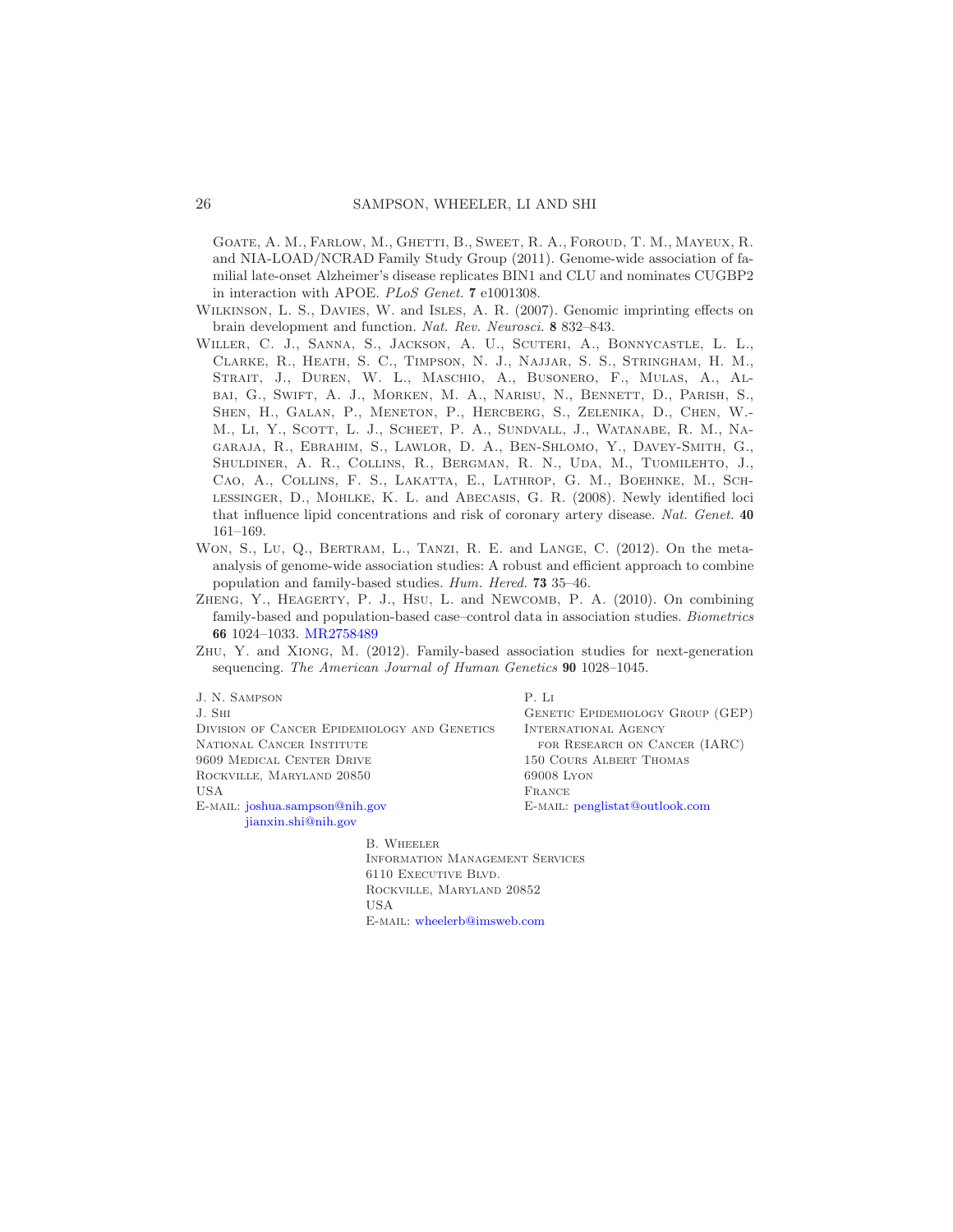Goate, A. M., Farlow, M., Ghetti, B., Sweet, R. A., Foroud, T. M., Mayeux, R. and NIA-LOAD/NCRAD Family Study Group (2011). Genome-wide association of familial late-onset Alzheimer's disease replicates BIN1 and CLU and nominates CUGBP2 in interaction with APOE. *PLoS Genet.* **7** e1001308.

Wilkinson, L. S., Davies, W. and Isles, A. R. (2007). Genomic imprinting effects on brain development and function. *Nat. Rev. Neurosci.* **8** 832–843.

Willer, C. J., Sanna, S., Jackson, A. U., Scuteri, A., Bonnycastle, L. L., Clarke, R., Heath, S. C., Timpson, N. J., Najjar, S. S., Stringham, H. M., Strait, J., Duren, W. L., Maschio, A., Busonero, F., Mulas, A., Albai, G., Swift, A. J., Morken, M. A., Narisu, N., Bennett, D., Parish, S., Shen, H., Galan, P., Meneton, P., Hercberg, S., Zelenika, D., Chen, W.-M., Li, Y., Scott, L. J., Scheet, P. A., Sundvall, J., Watanabe, R. M., Nagaraja, R., Ebrahim, S., Lawlor, D. A., Ben-Shlomo, Y., Davey-Smith, G., Shuldiner, A. R., Collins, R., Bergman, R. N., Uda, M., Tuomilehto, J., Cao, A., Collins, F. S., Lakatta, E., Lathrop, G. M., Boehnke, M., Schlessinger, D., Mohlke, K. L. and Abecasis, G. R. (2008). Newly identified loci that influence lipid concentrations and risk of coronary artery disease. *Nat. Genet.* **40** 161–169.

Won, S., Lu, Q., Bertram, L., Tanzi, R. E. and Lange, C. (2012). On the meta-analysis of genome-wide association studies: A robust and efficient approach to combine population and family-based studies. *Hum. Hered.* **73** 35–46.

Zheng, Y., Heagerty, P. J., Hsu, L. and Newcomb, P. A. (2010). On combining family-based and population-based case–control data in association studies. *Biometrics* **66** 1024–1033. MR2758489

Zhu, Y. and Xiong, M. (2012). Family-based association studies for next-generation sequencing. *The American Journal of Human Genetics* **90** 1028–1045.

J. N. Sampson
J. Shi
Division of Cancer Epidemiology and Genetics
National Cancer Institute
9609 Medical Center Drive
Rockville, Maryland 20850
USA
E-mail: joshua.sampson@nih.gov
jianxin.shi@nih.gov

P. Li
Genetic Epidemiology Group (GEP)
International Agency
for Research on Cancer (IARC)
150 Cours Albert Thomas
69008 Lyon
France
E-mail: penglistat@outlook.com

B. Wheeler
Information Management Services
6110 Executive Blvd.
Rockville, Maryland 20852
USA
E-mail: wheelerb@imsweb.com